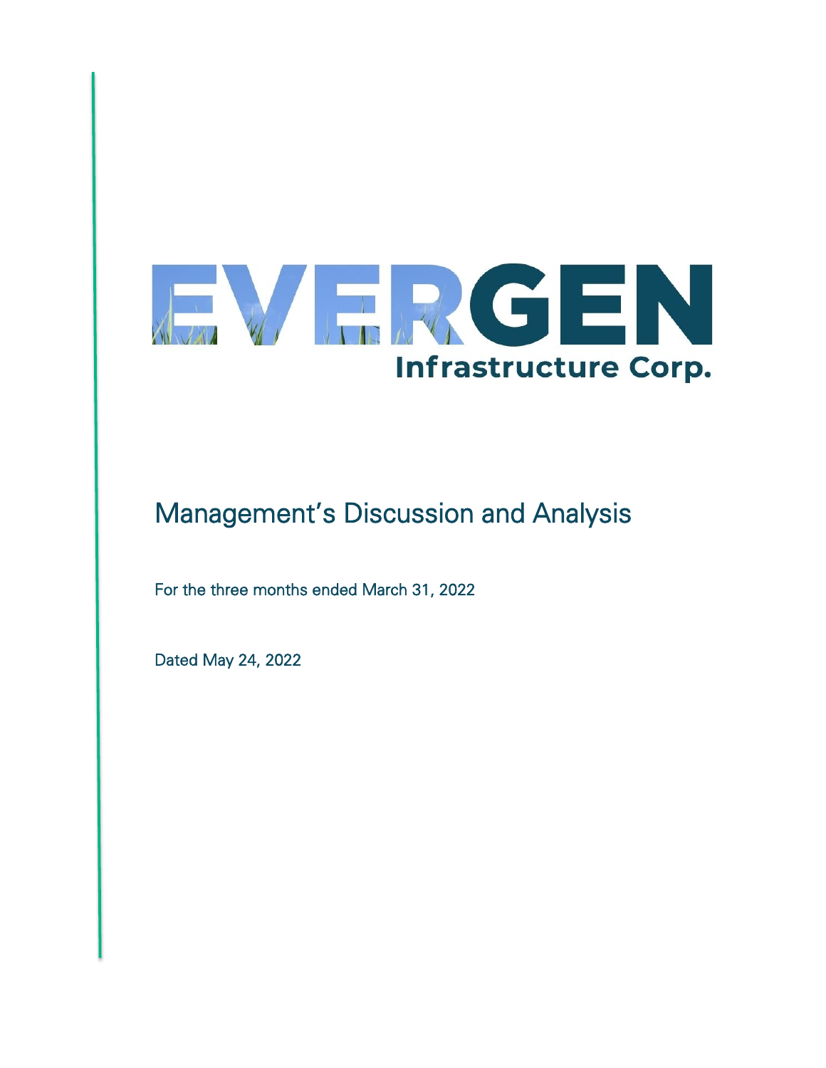# EVERGEN

## Infrastructure Corp.

# Management's Discussion and Analysis

For the three months ended March 31, 2022

Dated May 24, 2022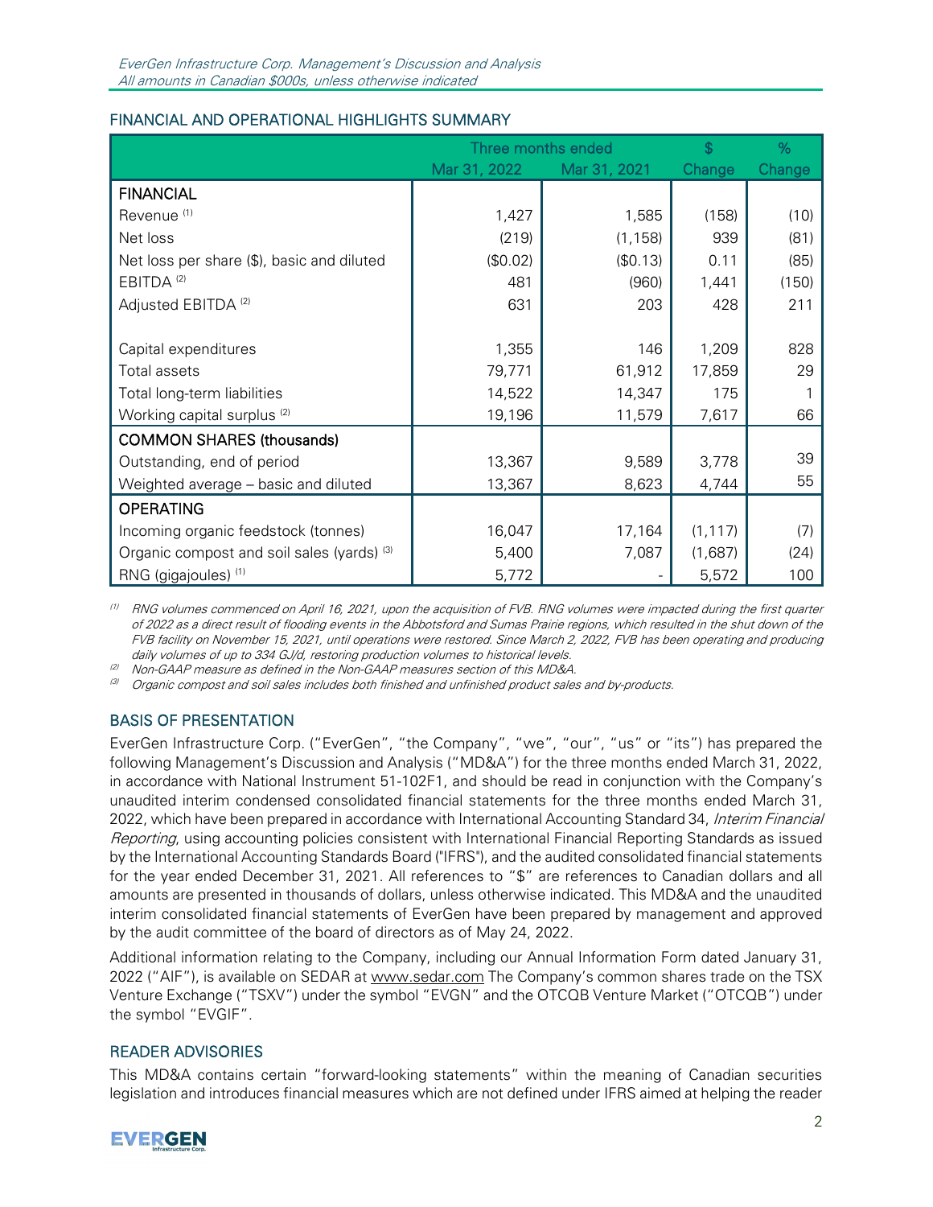## FINANCIAL AND OPERATIONAL HIGHLIGHTS SUMMARY

| | Three months ended | | $ | % |
|---|---|---|---|---|
| | Mar 31, 2022 | Mar 31, 2021 | Change | Change |
| **FINANCIAL** | | | | |
| Revenue [(1)] | 1,427 | 1,585 | (158) | (10) |
| Net loss | (219) | (1,158) | 939 | (81) |
| Net loss per share ($), basic and diluted | ($0.02) | ($0.13) | 0.11 | (85) |
| EBITDA [(2)] | 481 | (960) | 1,441 | (150) |
| Adjusted EBITDA [(2)] | 631 | 203 | 428 | 211 |
| | | | | |
| Capital expenditures | 1,355 | 146 | 1,209 | 828 |
| Total assets | 79,771 | 61,912 | 17,859 | 29 |
| Total long-term liabilities | 14,522 | 14,347 | 175 | 1 |
| Working capital surplus [(2)] | 19,196 | 11,579 | 7,617 | 66 |
| **COMMON SHARES (thousands)** | | | | |
| Outstanding, end of period | 13,367 | 9,589 | 3,778 | 39 |
| Weighted average – basic and diluted | 13,367 | 8,623 | 4,744 | 55 |
| **OPERATING** | | | | |
| Incoming organic feedstock (tonnes) | 16,047 | 17,164 | (1,117) | (7) |
| Organic compost and soil sales (yards) [(3)] | 5,400 | 7,087 | (1,687) | (24) |
| RNG (gigajoules) [(1)] | 5,772 | - | 5,572 | 100 |

*(1) RNG volumes commenced on April 16, 2021, upon the acquisition of FVB. RNG volumes were impacted during the first quarter of 2022 as a direct result of flooding events in the Abbotsford and Sumas Prairie regions, which resulted in the shut down of the FVB facility on November 15, 2021, until operations were restored. Since March 2, 2022, FVB has been operating and producing daily volumes of up to 334 GJ/d, restoring production volumes to historical levels.*

*(2) Non-GAAP measure as defined in the Non-GAAP measures section of this MD&A.*

*(3) Organic compost and soil sales includes both finished and unfinished product sales and by-products.*

## BASIS OF PRESENTATION

EverGen Infrastructure Corp. ("EverGen", "the Company", "we", "our", "us" or "its") has prepared the following Management's Discussion and Analysis ("MD&A") for the three months ended March 31, 2022, in accordance with National Instrument 51-102F1, and should be read in conjunction with the Company's unaudited interim condensed consolidated financial statements for the three months ended March 31, 2022, which have been prepared in accordance with International Accounting Standard 34, *Interim Financial Reporting*, using accounting policies consistent with International Financial Reporting Standards as issued by the International Accounting Standards Board ("IFRS"), and the audited consolidated financial statements for the year ended December 31, 2021. All references to "$" are references to Canadian dollars and all amounts are presented in thousands of dollars, unless otherwise indicated. This MD&A and the unaudited interim consolidated financial statements of EverGen have been prepared by management and approved by the audit committee of the board of directors as of May 24, 2022.

Additional information relating to the Company, including our Annual Information Form dated January 31, 2022 ("AIF"), is available on SEDAR at www.sedar.com The Company's common shares trade on the TSX Venture Exchange ("TSXV") under the symbol "EVGN" and the OTCQB Venture Market ("OTCQB") under the symbol "EVGIF".

## READER ADVISORIES

This MD&A contains certain "forward-looking statements" within the meaning of Canadian securities legislation and introduces financial measures which are not defined under IFRS aimed at helping the reader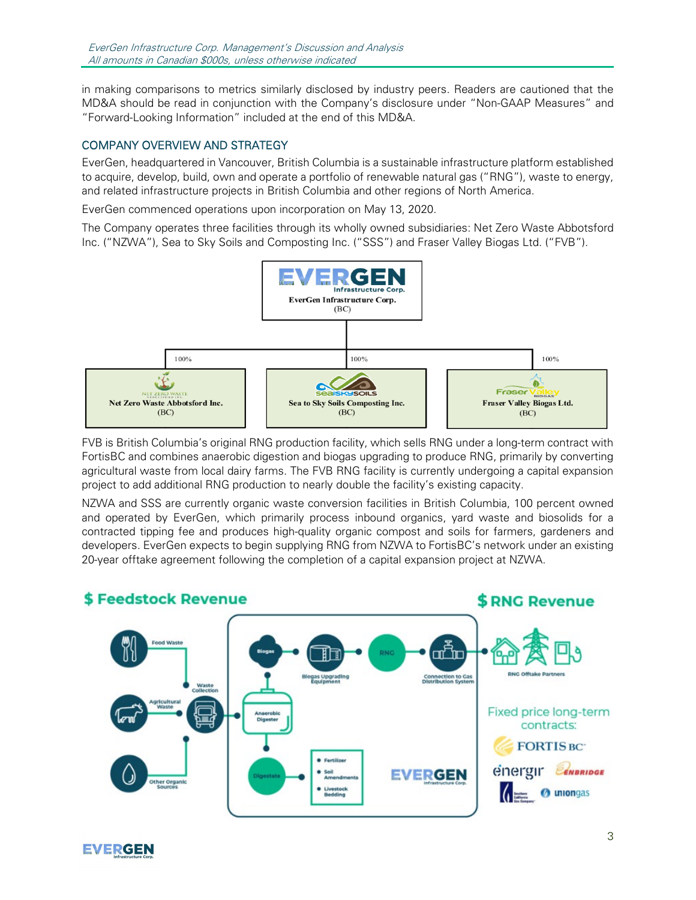in making comparisons to metrics similarly disclosed by industry peers. Readers are cautioned that the MD&A should be read in conjunction with the Company's disclosure under "Non-GAAP Measures" and "Forward-Looking Information" included at the end of this MD&A.

## COMPANY OVERVIEW AND STRATEGY

EverGen, headquartered in Vancouver, British Columbia is a sustainable infrastructure platform established to acquire, develop, build, own and operate a portfolio of renewable natural gas ("RNG"), waste to energy, and related infrastructure projects in British Columbia and other regions of North America.

EverGen commenced operations upon incorporation on May 13, 2020.

The Company operates three facilities through its wholly owned subsidiaries: Net Zero Waste Abbotsford Inc. ("NZWA"), Sea to Sky Soils and Composting Inc. ("SSS") and Fraser Valley Biogas Ltd. ("FVB").

EverGen Infrastructure Corp.
(BC)

100%
Net Zero Waste Abbotsford Inc.
(BC)

100%
Sea to Sky Soils Composting Inc.
(BC)

100%
Fraser Valley Biogas Ltd.
(BC)

FVB is British Columbia's original RNG production facility, which sells RNG under a long-term contract with FortisBC and combines anaerobic digestion and biogas upgrading to produce RNG, primarily by converting agricultural waste from local dairy farms. The FVB RNG facility is currently undergoing a capital expansion project to add additional RNG production to nearly double the facility's existing capacity.

NZWA and SSS are currently organic waste conversion facilities in British Columbia, 100 percent owned and operated by EverGen, which primarily process inbound organics, yard waste and biosolids for a contracted tipping fee and produces high-quality organic compost and soils for farmers, gardeners and developers. EverGen expects to begin supplying RNG from NZWA to FortisBC's network under an existing 20-year offtake agreement following the completion of a capital expansion project at NZWA.

$ Feedstock Revenue

$ RNG Revenue

Food Waste

Agricultural Waste

Other Organic Sources

Waste Collection

Biogas

Biogas Upgrading Equipment

RNG

Connection to Gas Distribution System

RNG Offtake Partners

Anaerobic Digester

Digestate

- Fertilizer
- Soil Amendments
- Livestock Bedding

Fixed price long-term contracts:

FORTIS BC
énergir
ENBRIDGE
Southern California Gas Company
uniongas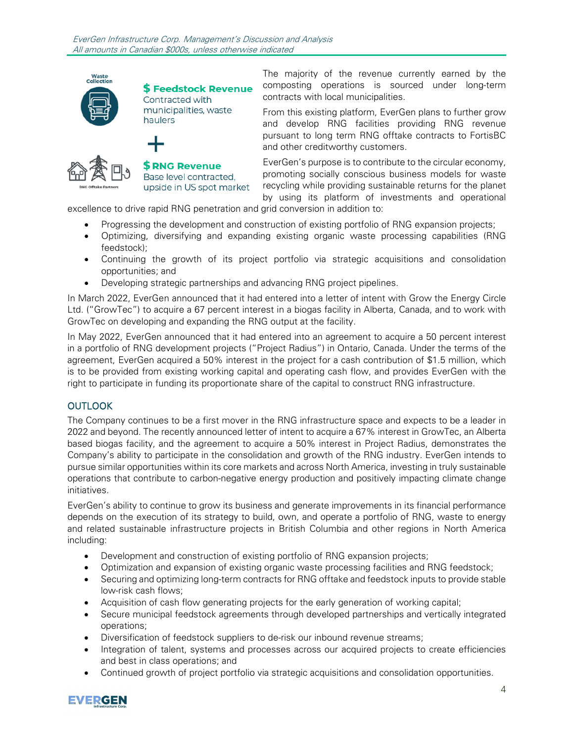Waste Collection

**$ Feedstock Revenue**
Contracted with municipalities, waste haulers

+

**$ RNG Revenue**
Base level contracted, upside in US spot market

RNG Offtake Partners

The majority of the revenue currently earned by the composting operations is sourced under long-term contracts with local municipalities.

From this existing platform, EverGen plans to further grow and develop RNG facilities providing RNG revenue pursuant to long term RNG offtake contracts to FortisBC and other creditworthy customers.

EverGen's purpose is to contribute to the circular economy, promoting socially conscious business models for waste recycling while providing sustainable returns for the planet by using its platform of investments and operational excellence to drive rapid RNG penetration and grid conversion in addition to:

- Progressing the development and construction of existing portfolio of RNG expansion projects;
- Optimizing, diversifying and expanding existing organic waste processing capabilities (RNG feedstock);
- Continuing the growth of its project portfolio via strategic acquisitions and consolidation opportunities; and
- Developing strategic partnerships and advancing RNG project pipelines.

In March 2022, EverGen announced that it had entered into a letter of intent with Grow the Energy Circle Ltd. ("GrowTec") to acquire a 67 percent interest in a biogas facility in Alberta, Canada, and to work with GrowTec on developing and expanding the RNG output at the facility.

In May 2022, EverGen announced that it had entered into an agreement to acquire a 50 percent interest in a portfolio of RNG development projects ("Project Radius") in Ontario, Canada. Under the terms of the agreement, EverGen acquired a 50% interest in the project for a cash contribution of $1.5 million, which is to be provided from existing working capital and operating cash flow, and provides EverGen with the right to participate in funding its proportionate share of the capital to construct RNG infrastructure.

## OUTLOOK

The Company continues to be a first mover in the RNG infrastructure space and expects to be a leader in 2022 and beyond. The recently announced letter of intent to acquire a 67% interest in GrowTec, an Alberta based biogas facility, and the agreement to acquire a 50% interest in Project Radius, demonstrates the Company's ability to participate in the consolidation and growth of the RNG industry. EverGen intends to pursue similar opportunities within its core markets and across North America, investing in truly sustainable operations that contribute to carbon-negative energy production and positively impacting climate change initiatives.

EverGen's ability to continue to grow its business and generate improvements in its financial performance depends on the execution of its strategy to build, own, and operate a portfolio of RNG, waste to energy and related sustainable infrastructure projects in British Columbia and other regions in North America including:

- Development and construction of existing portfolio of RNG expansion projects;
- Optimization and expansion of existing organic waste processing facilities and RNG feedstock;
- Securing and optimizing long-term contracts for RNG offtake and feedstock inputs to provide stable low-risk cash flows;
- Acquisition of cash flow generating projects for the early generation of working capital;
- Secure municipal feedstock agreements through developed partnerships and vertically integrated operations;
- Diversification of feedstock suppliers to de-risk our inbound revenue streams;
- Integration of talent, systems and processes across our acquired projects to create efficiencies and best in class operations; and
- Continued growth of project portfolio via strategic acquisitions and consolidation opportunities.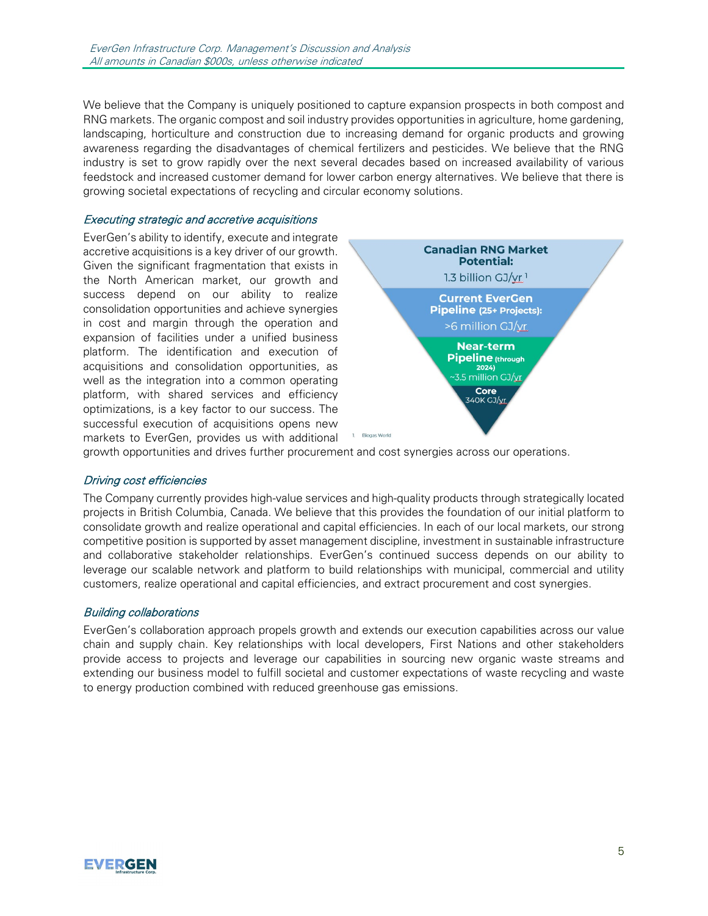We believe that the Company is uniquely positioned to capture expansion prospects in both compost and RNG markets. The organic compost and soil industry provides opportunities in agriculture, home gardening, landscaping, horticulture and construction due to increasing demand for organic products and growing awareness regarding the disadvantages of chemical fertilizers and pesticides. We believe that the RNG industry is set to grow rapidly over the next several decades based on increased availability of various feedstock and increased customer demand for lower carbon energy alternatives. We believe that there is growing societal expectations of recycling and circular economy solutions.

### *Executing strategic and accretive acquisitions*

EverGen's ability to identify, execute and integrate accretive acquisitions is a key driver of our growth. Given the significant fragmentation that exists in the North American market, our growth and success depend on our ability to realize consolidation opportunities and achieve synergies in cost and margin through the operation and expansion of facilities under a unified business platform. The identification and execution of acquisitions and consolidation opportunities, as well as the integration into a common operating platform, with shared services and efficiency optimizations, is a key factor to our success. The successful execution of acquisitions opens new markets to EverGen, provides us with additional growth opportunities and drives further procurement and cost synergies across our operations.

**Canadian RNG Market Potential:**
1.3 billion GJ/yr [1]
**Current EverGen Pipeline** (25+ Projects):
>6 million GJ/yr
**Near-term Pipeline** (through 2024)
~3.5 million GJ/yr
**Core**
340K GJ/yr

1. Biogas World

### *Driving cost efficiencies*

The Company currently provides high-value services and high-quality products through strategically located projects in British Columbia, Canada. We believe that this provides the foundation of our initial platform to consolidate growth and realize operational and capital efficiencies. In each of our local markets, our strong competitive position is supported by asset management discipline, investment in sustainable infrastructure and collaborative stakeholder relationships. EverGen's continued success depends on our ability to leverage our scalable network and platform to build relationships with municipal, commercial and utility customers, realize operational and capital efficiencies, and extract procurement and cost synergies.

### *Building collaborations*

EverGen's collaboration approach propels growth and extends our execution capabilities across our value chain and supply chain. Key relationships with local developers, First Nations and other stakeholders provide access to projects and leverage our capabilities in sourcing new organic waste streams and extending our business model to fulfill societal and customer expectations of waste recycling and waste to energy production combined with reduced greenhouse gas emissions.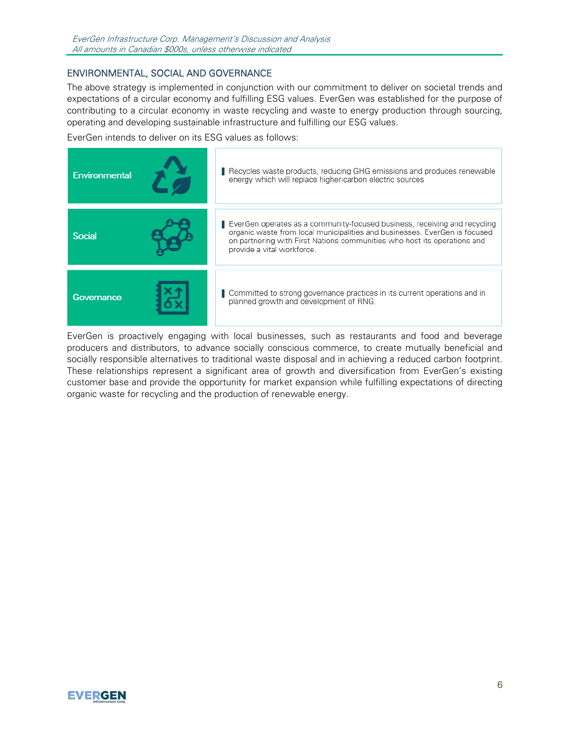## ENVIRONMENTAL, SOCIAL AND GOVERNANCE

The above strategy is implemented in conjunction with our commitment to deliver on societal trends and expectations of a circular economy and fulfilling ESG values. EverGen was established for the purpose of contributing to a circular economy in waste recycling and waste to energy production through sourcing, operating and developing sustainable infrastructure and fulfilling our ESG values.

EverGen intends to deliver on its ESG values as follows:

| | |
|---|---|
| **Environmental** | Recycles waste products, reducing GHG emissions and produces renewable energy which will replace higher-carbon electric sources |
| **Social** | EverGen operates as a community-focused business, receiving and recycling organic waste from local municipalities and businesses. EverGen is focused on partnering with First Nations communities who host its operations and provide a vital workforce. |
| **Governance** | Committed to strong governance practices in its current operations and in planned growth and development of RNG. |

EverGen is proactively engaging with local businesses, such as restaurants and food and beverage producers and distributors, to advance socially conscious commerce, to create mutually beneficial and socially responsible alternatives to traditional waste disposal and in achieving a reduced carbon footprint. These relationships represent a significant area of growth and diversification from EverGen's existing customer base and provide the opportunity for market expansion while fulfilling expectations of directing organic waste for recycling and the production of renewable energy.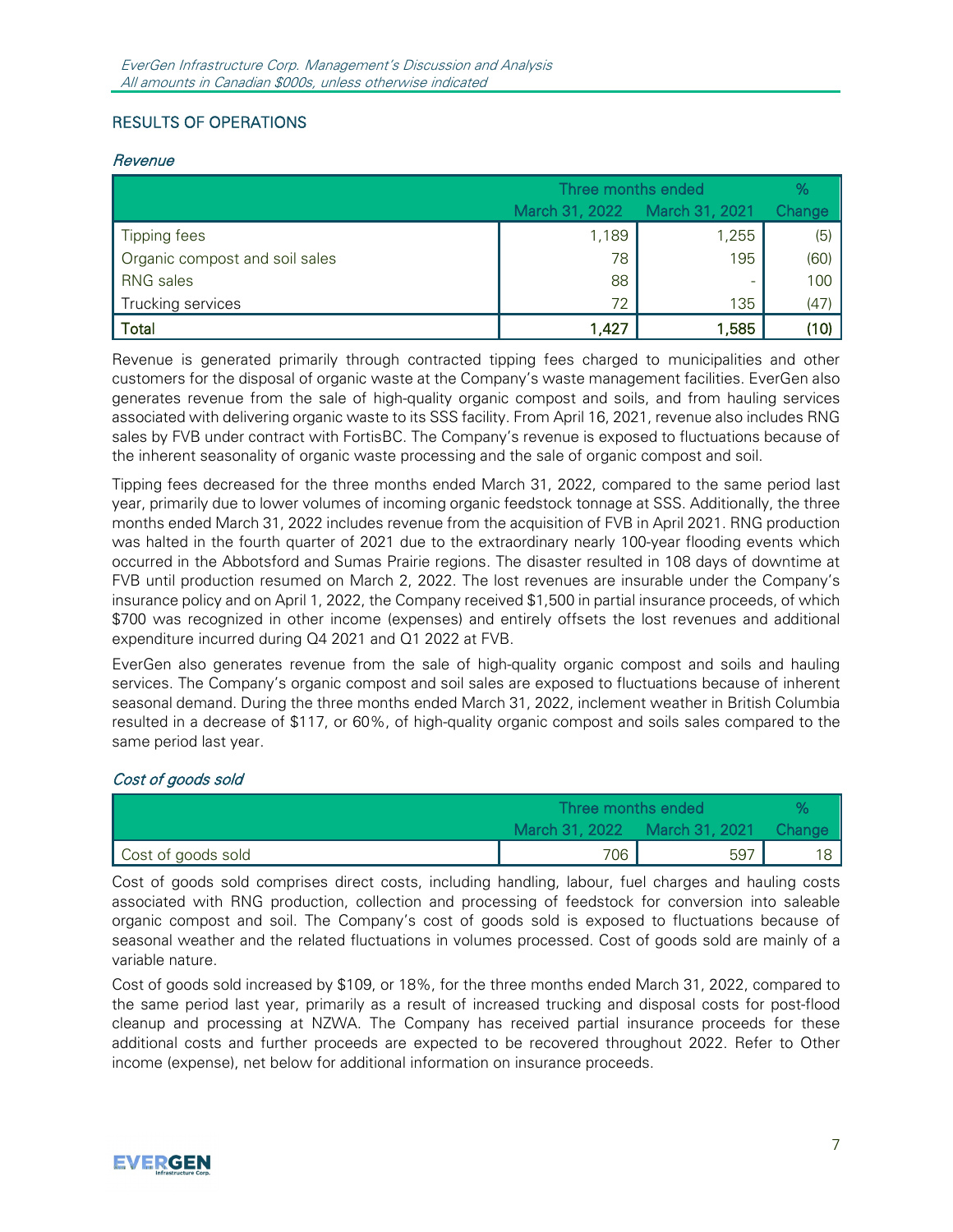## RESULTS OF OPERATIONS

### *Revenue*

| | Three months ended | | % |
|---|---|---|---|
| | March 31, 2022 | March 31, 2021 | Change |
| Tipping fees | 1,189 | 1,255 | (5) |
| Organic compost and soil sales | 78 | 195 | (60) |
| RNG sales | 88 | - | 100 |
| Trucking services | 72 | 135 | (47) |
| **Total** | **1,427** | **1,585** | **(10)** |

Revenue is generated primarily through contracted tipping fees charged to municipalities and other customers for the disposal of organic waste at the Company's waste management facilities. EverGen also generates revenue from the sale of high-quality organic compost and soils, and from hauling services associated with delivering organic waste to its SSS facility. From April 16, 2021, revenue also includes RNG sales by FVB under contract with FortisBC. The Company's revenue is exposed to fluctuations because of the inherent seasonality of organic waste processing and the sale of organic compost and soil.

Tipping fees decreased for the three months ended March 31, 2022, compared to the same period last year, primarily due to lower volumes of incoming organic feedstock tonnage at SSS. Additionally, the three months ended March 31, 2022 includes revenue from the acquisition of FVB in April 2021. RNG production was halted in the fourth quarter of 2021 due to the extraordinary nearly 100-year flooding events which occurred in the Abbotsford and Sumas Prairie regions. The disaster resulted in 108 days of downtime at FVB until production resumed on March 2, 2022. The lost revenues are insurable under the Company's insurance policy and on April 1, 2022, the Company received $1,500 in partial insurance proceeds, of which $700 was recognized in other income (expenses) and entirely offsets the lost revenues and additional expenditure incurred during Q4 2021 and Q1 2022 at FVB.

EverGen also generates revenue from the sale of high-quality organic compost and soils and hauling services. The Company's organic compost and soil sales are exposed to fluctuations because of inherent seasonal demand. During the three months ended March 31, 2022, inclement weather in British Columbia resulted in a decrease of $117, or 60%, of high-quality organic compost and soils sales compared to the same period last year.

### *Cost of goods sold*

| | Three months ended | | % |
|---|---|---|---|
| | March 31, 2022 | March 31, 2021 | Change |
| Cost of goods sold | 706 | 597 | 18 |

Cost of goods sold comprises direct costs, including handling, labour, fuel charges and hauling costs associated with RNG production, collection and processing of feedstock for conversion into saleable organic compost and soil. The Company's cost of goods sold is exposed to fluctuations because of seasonal weather and the related fluctuations in volumes processed. Cost of goods sold are mainly of a variable nature.

Cost of goods sold increased by $109, or 18%, for the three months ended March 31, 2022, compared to the same period last year, primarily as a result of increased trucking and disposal costs for post-flood cleanup and processing at NZWA. The Company has received partial insurance proceeds for these additional costs and further proceeds are expected to be recovered throughout 2022. Refer to Other income (expense), net below for additional information on insurance proceeds.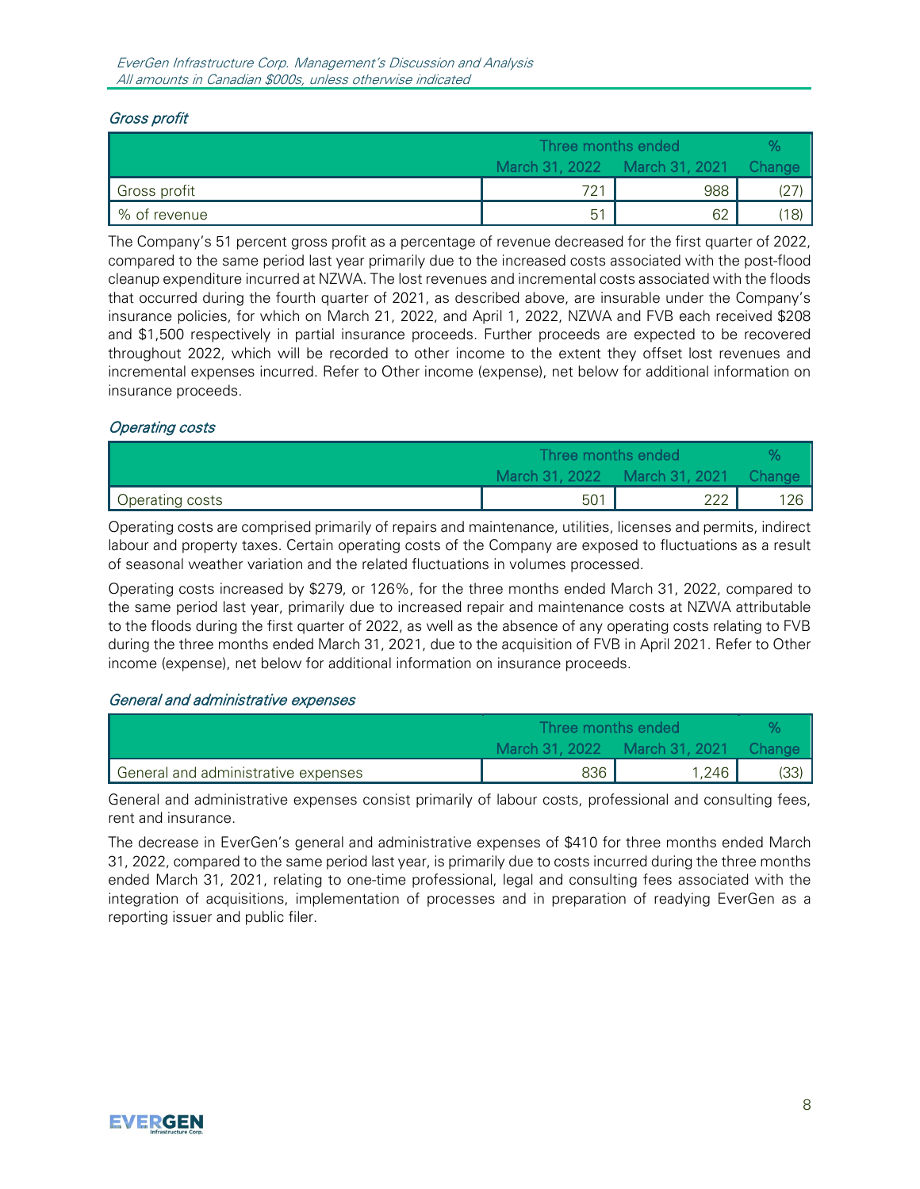*Gross profit*

| | Three months ended | | % |
|---|---|---|---|
| | March 31, 2022 | March 31, 2021 | Change |
| Gross profit | 721 | 988 | (27) |
| % of revenue | 51 | 62 | (18) |

The Company's 51 percent gross profit as a percentage of revenue decreased for the first quarter of 2022, compared to the same period last year primarily due to the increased costs associated with the post-flood cleanup expenditure incurred at NZWA. The lost revenues and incremental costs associated with the floods that occurred during the fourth quarter of 2021, as described above, are insurable under the Company's insurance policies, for which on March 21, 2022, and April 1, 2022, NZWA and FVB each received $208 and $1,500 respectively in partial insurance proceeds. Further proceeds are expected to be recovered throughout 2022, which will be recorded to other income to the extent they offset lost revenues and incremental expenses incurred. Refer to Other income (expense), net below for additional information on insurance proceeds.

*Operating costs*

| | Three months ended | | % |
|---|---|---|---|
| | March 31, 2022 | March 31, 2021 | Change |
| Operating costs | 501 | 222 | 126 |

Operating costs are comprised primarily of repairs and maintenance, utilities, licenses and permits, indirect labour and property taxes. Certain operating costs of the Company are exposed to fluctuations as a result of seasonal weather variation and the related fluctuations in volumes processed.

Operating costs increased by $279, or 126%, for the three months ended March 31, 2022, compared to the same period last year, primarily due to increased repair and maintenance costs at NZWA attributable to the floods during the first quarter of 2022, as well as the absence of any operating costs relating to FVB during the three months ended March 31, 2021, due to the acquisition of FVB in April 2021. Refer to Other income (expense), net below for additional information on insurance proceeds.

*General and administrative expenses*

| | Three months ended | | % |
|---|---|---|---|
| | March 31, 2022 | March 31, 2021 | Change |
| General and administrative expenses | 836 | 1,246 | (33) |

General and administrative expenses consist primarily of labour costs, professional and consulting fees, rent and insurance.

The decrease in EverGen's general and administrative expenses of $410 for three months ended March 31, 2022, compared to the same period last year, is primarily due to costs incurred during the three months ended March 31, 2021, relating to one-time professional, legal and consulting fees associated with the integration of acquisitions, implementation of processes and in preparation of readying EverGen as a reporting issuer and public filer.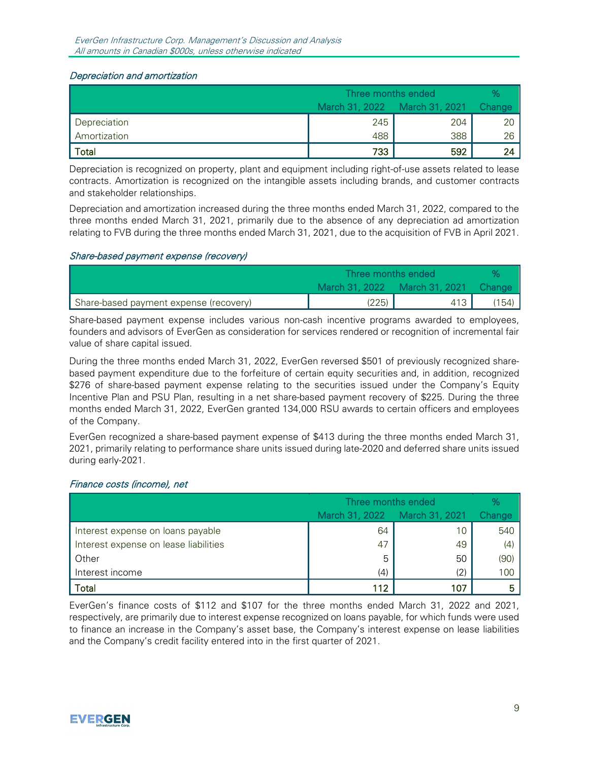### *Depreciation and amortization*

| | Three months ended | | % |
|---|---|---|---|
| | March 31, 2022 | March 31, 2021 | Change |
| Depreciation | 245 | 204 | 20 |
| Amortization | 488 | 388 | 26 |
| **Total** | **733** | **592** | **24** |

Depreciation is recognized on property, plant and equipment including right-of-use assets related to lease contracts. Amortization is recognized on the intangible assets including brands, and customer contracts and stakeholder relationships.

Depreciation and amortization increased during the three months ended March 31, 2022, compared to the three months ended March 31, 2021, primarily due to the absence of any depreciation ad amortization relating to FVB during the three months ended March 31, 2021, due to the acquisition of FVB in April 2021.

### *Share-based payment expense (recovery)*

| | Three months ended | | % |
|---|---|---|---|
| | March 31, 2022 | March 31, 2021 | Change |
| Share-based payment expense (recovery) | (225) | 413 | (154) |

Share-based payment expense includes various non-cash incentive programs awarded to employees, founders and advisors of EverGen as consideration for services rendered or recognition of incremental fair value of share capital issued.

During the three months ended March 31, 2022, EverGen reversed $501 of previously recognized share-based payment expenditure due to the forfeiture of certain equity securities and, in addition, recognized $276 of share-based payment expense relating to the securities issued under the Company's Equity Incentive Plan and PSU Plan, resulting in a net share-based payment recovery of $225. During the three months ended March 31, 2022, EverGen granted 134,000 RSU awards to certain officers and employees of the Company.

EverGen recognized a share-based payment expense of $413 during the three months ended March 31, 2021, primarily relating to performance share units issued during late-2020 and deferred share units issued during early-2021.

### *Finance costs (income), net*

| | Three months ended | | % |
|---|---|---|---|
| | March 31, 2022 | March 31, 2021 | Change |
| Interest expense on loans payable | 64 | 10 | 540 |
| Interest expense on lease liabilities | 47 | 49 | (4) |
| Other | 5 | 50 | (90) |
| Interest income | (4) | (2) | 100 |
| **Total** | **112** | **107** | **5** |

EverGen's finance costs of $112 and $107 for the three months ended March 31, 2022 and 2021, respectively, are primarily due to interest expense recognized on loans payable, for which funds were used to finance an increase in the Company's asset base, the Company's interest expense on lease liabilities and the Company's credit facility entered into in the first quarter of 2021.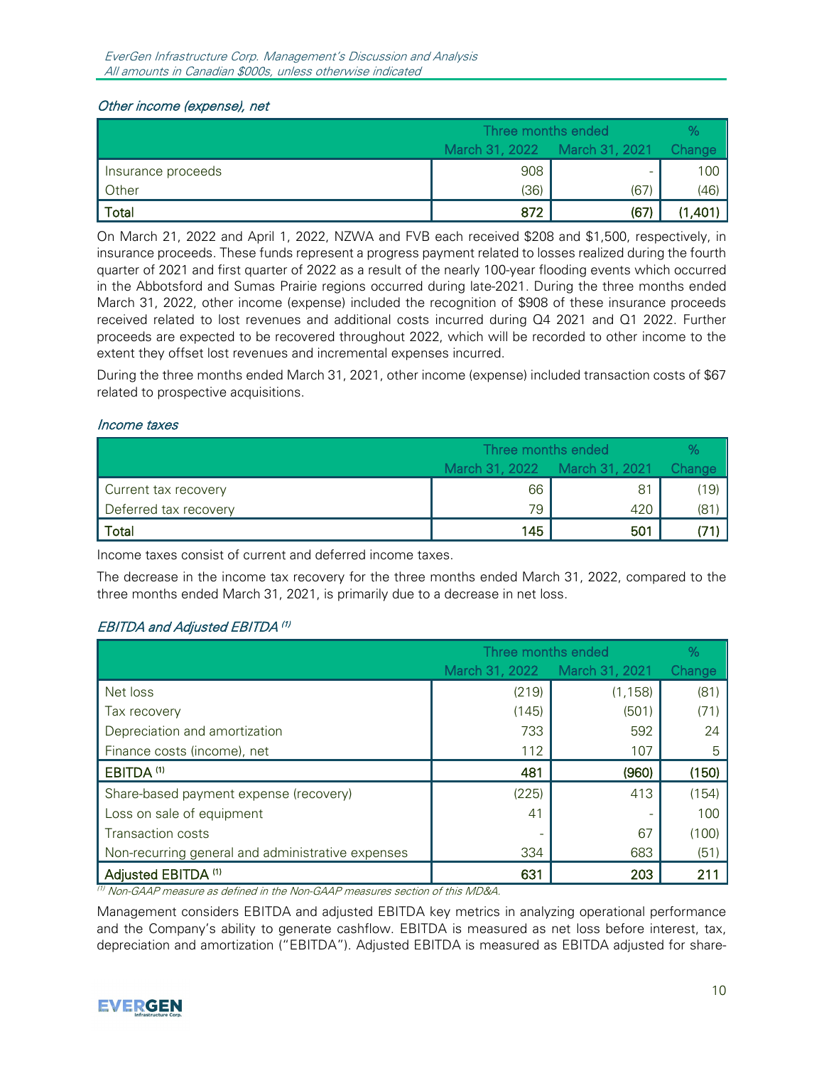*Other income (expense), net*

| | Three months ended | | % |
|---|---|---|---|
| | March 31, 2022 | March 31, 2021 | Change |
| Insurance proceeds | 908 | - | 100 |
| Other | (36) | (67) | (46) |
| **Total** | **872** | **(67)** | **(1,401)** |

On March 21, 2022 and April 1, 2022, NZWA and FVB each received $208 and $1,500, respectively, in insurance proceeds. These funds represent a progress payment related to losses realized during the fourth quarter of 2021 and first quarter of 2022 as a result of the nearly 100-year flooding events which occurred in the Abbotsford and Sumas Prairie regions occurred during late-2021. During the three months ended March 31, 2022, other income (expense) included the recognition of $908 of these insurance proceeds received related to lost revenues and additional costs incurred during Q4 2021 and Q1 2022. Further proceeds are expected to be recovered throughout 2022, which will be recorded to other income to the extent they offset lost revenues and incremental expenses incurred.

During the three months ended March 31, 2021, other income (expense) included transaction costs of $67 related to prospective acquisitions.

*Income taxes*

| | Three months ended | | % |
|---|---|---|---|
| | March 31, 2022 | March 31, 2021 | Change |
| Current tax recovery | 66 | 81 | (19) |
| Deferred tax recovery | 79 | 420 | (81) |
| **Total** | **145** | **501** | **(71)** |

Income taxes consist of current and deferred income taxes.

The decrease in the income tax recovery for the three months ended March 31, 2022, compared to the three months ended March 31, 2021, is primarily due to a decrease in net loss.

*EBITDA and Adjusted EBITDA [1]*

| | Three months ended | | % |
|---|---|---|---|
| | March 31, 2022 | March 31, 2021 | Change |
| Net loss | (219) | (1,158) | (81) |
| Tax recovery | (145) | (501) | (71) |
| Depreciation and amortization | 733 | 592 | 24 |
| Finance costs (income), net | 112 | 107 | 5 |
| **EBITDA [1]** | **481** | **(960)** | **(150)** |
| Share-based payment expense (recovery) | (225) | 413 | (154) |
| Loss on sale of equipment | 41 | - | 100 |
| Transaction costs | - | 67 | (100) |
| Non-recurring general and administrative expenses | 334 | 683 | (51) |
| **Adjusted EBITDA [1]** | **631** | **203** | **211** |

[1] *Non-GAAP measure as defined in the Non-GAAP measures section of this MD&A.*

Management considers EBITDA and adjusted EBITDA key metrics in analyzing operational performance and the Company's ability to generate cashflow. EBITDA is measured as net loss before interest, tax, depreciation and amortization ("EBITDA"). Adjusted EBITDA is measured as EBITDA adjusted for share-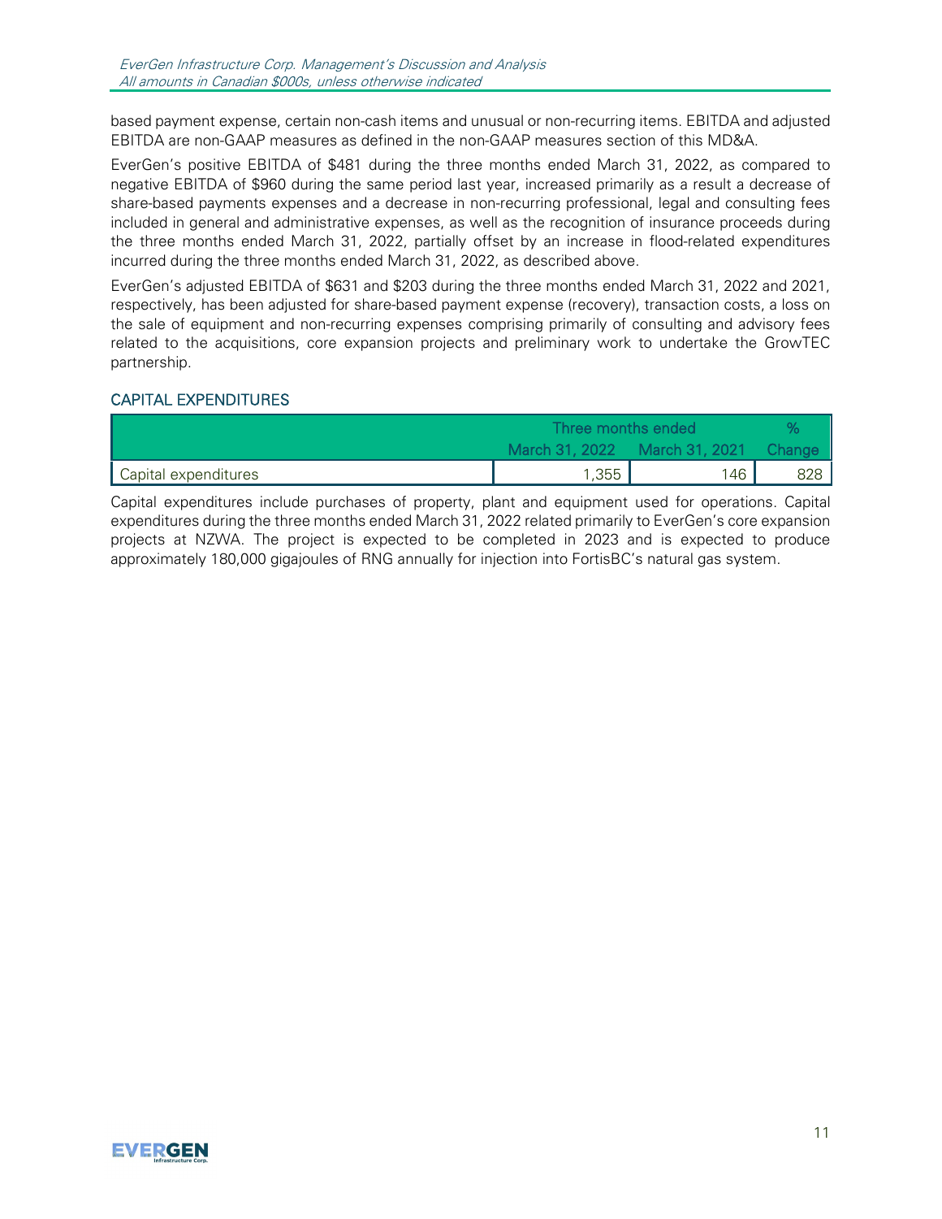based payment expense, certain non-cash items and unusual or non-recurring items. EBITDA and adjusted EBITDA are non-GAAP measures as defined in the non-GAAP measures section of this MD&A.

EverGen's positive EBITDA of $481 during the three months ended March 31, 2022, as compared to negative EBITDA of $960 during the same period last year, increased primarily as a result a decrease of share-based payments expenses and a decrease in non-recurring professional, legal and consulting fees included in general and administrative expenses, as well as the recognition of insurance proceeds during the three months ended March 31, 2022, partially offset by an increase in flood-related expenditures incurred during the three months ended March 31, 2022, as described above.

EverGen's adjusted EBITDA of $631 and $203 during the three months ended March 31, 2022 and 2021, respectively, has been adjusted for share-based payment expense (recovery), transaction costs, a loss on the sale of equipment and non-recurring expenses comprising primarily of consulting and advisory fees related to the acquisitions, core expansion projects and preliminary work to undertake the GrowTEC partnership.

## CAPITAL EXPENDITURES

| | Three months ended | | % |
|---|---|---|---|
| | March 31, 2022 | March 31, 2021 | Change |
| Capital expenditures | 1,355 | 146 | 828 |

Capital expenditures include purchases of property, plant and equipment used for operations. Capital expenditures during the three months ended March 31, 2022 related primarily to EverGen's core expansion projects at NZWA. The project is expected to be completed in 2023 and is expected to produce approximately 180,000 gigajoules of RNG annually for injection into FortisBC's natural gas system.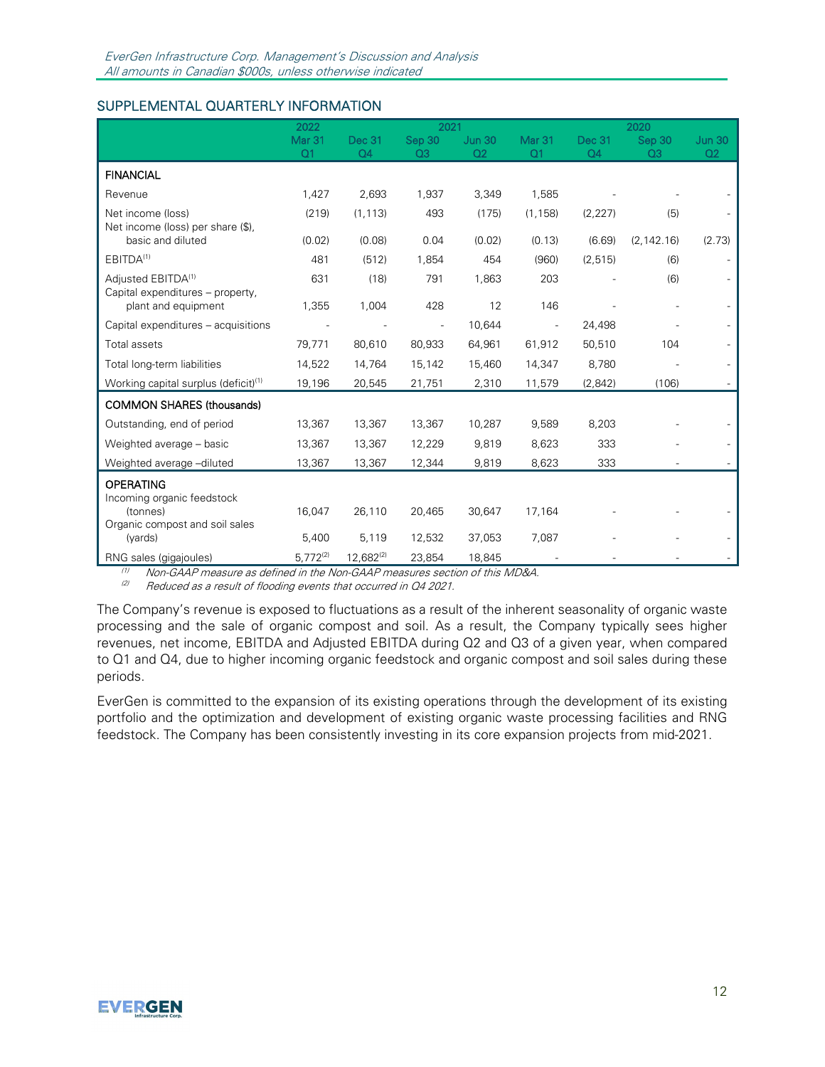## SUPPLEMENTAL QUARTERLY INFORMATION

| | 2022 | 2021 | | | | 2020 | | |
|---|---|---|---|---|---|---|---|---|
| | Mar 31 Q1 | Dec 31 Q4 | Sep 30 Q3 | Jun 30 Q2 | Mar 31 Q1 | Dec 31 Q4 | Sep 30 Q3 | Jun 30 Q2 |
| **FINANCIAL** | | | | | | | | |
| Revenue | 1,427 | 2,693 | 1,937 | 3,349 | 1,585 | - | - | - |
| Net income (loss) | (219) | (1,113) | 493 | (175) | (1,158) | (2,227) | (5) | - |
| Net income (loss) per share ($), basic and diluted | (0.02) | (0.08) | 0.04 | (0.02) | (0.13) | (6.69) | (2,142.16) | (2.73) |
| EBITDA[(1)] | 481 | (512) | 1,854 | 454 | (960) | (2,515) | (6) | - |
| Adjusted EBITDA[(1)] | 631 | (18) | 791 | 1,863 | 203 | - | (6) | - |
| Capital expenditures – property, plant and equipment | 1,355 | 1,004 | 428 | 12 | 146 | - | - | - |
| Capital expenditures – acquisitions | - | - | - | 10,644 | - | 24,498 | - | - |
| Total assets | 79,771 | 80,610 | 80,933 | 64,961 | 61,912 | 50,510 | 104 | - |
| Total long-term liabilities | 14,522 | 14,764 | 15,142 | 15,460 | 14,347 | 8,780 | - | - |
| Working capital surplus (deficit)[(1)] | 19,196 | 20,545 | 21,751 | 2,310 | 11,579 | (2,842) | (106) | - |
| **COMMON SHARES (thousands)** | | | | | | | | |
| Outstanding, end of period | 13,367 | 13,367 | 13,367 | 10,287 | 9,589 | 8,203 | - | - |
| Weighted average – basic | 13,367 | 13,367 | 12,229 | 9,819 | 8,623 | 333 | - | - |
| Weighted average –diluted | 13,367 | 13,367 | 12,344 | 9,819 | 8,623 | 333 | - | - |
| **OPERATING** | | | | | | | | |
| Incoming organic feedstock (tonnes) | 16,047 | 26,110 | 20,465 | 30,647 | 17,164 | - | - | - |
| Organic compost and soil sales (yards) | 5,400 | 5,119 | 12,532 | 37,053 | 7,087 | - | - | - |
| RNG sales (gigajoules) | 5,772[(2)] | 12,682[(2)] | 23,854 | 18,845 | - | - | - | - |

(1) *Non-GAAP measure as defined in the Non-GAAP measures section of this MD&A.*
(2) *Reduced as a result of flooding events that occurred in Q4 2021.*

The Company's revenue is exposed to fluctuations as a result of the inherent seasonality of organic waste processing and the sale of organic compost and soil. As a result, the Company typically sees higher revenues, net income, EBITDA and Adjusted EBITDA during Q2 and Q3 of a given year, when compared to Q1 and Q4, due to higher incoming organic feedstock and organic compost and soil sales during these periods.

EverGen is committed to the expansion of its existing operations through the development of its existing portfolio and the optimization and development of existing organic waste processing facilities and RNG feedstock. The Company has been consistently investing in its core expansion projects from mid-2021.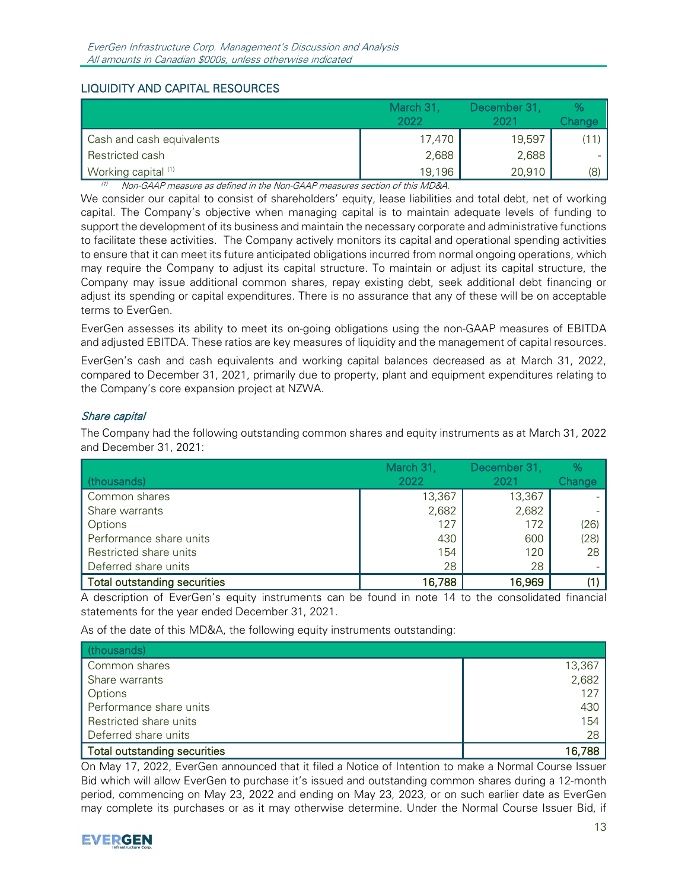## LIQUIDITY AND CAPITAL RESOURCES

| | March 31, 2022 | December 31, 2021 | % Change |
|---|---|---|---|
| Cash and cash equivalents | 17,470 | 19,597 | (11) |
| Restricted cash | 2,688 | 2,688 | - |
| Working capital [(1)] | 19,196 | 20,910 | (8) |

[(1)] Non-GAAP measure as defined in the Non-GAAP measures section of this MD&A.

We consider our capital to consist of shareholders' equity, lease liabilities and total debt, net of working capital. The Company's objective when managing capital is to maintain adequate levels of funding to support the development of its business and maintain the necessary corporate and administrative functions to facilitate these activities. The Company actively monitors its capital and operational spending activities to ensure that it can meet its future anticipated obligations incurred from normal ongoing operations, which may require the Company to adjust its capital structure. To maintain or adjust its capital structure, the Company may issue additional common shares, repay existing debt, seek additional debt financing or adjust its spending or capital expenditures. There is no assurance that any of these will be on acceptable terms to EverGen.

EverGen assesses its ability to meet its on-going obligations using the non-GAAP measures of EBITDA and adjusted EBITDA. These ratios are key measures of liquidity and the management of capital resources.

EverGen's cash and cash equivalents and working capital balances decreased as at March 31, 2022, compared to December 31, 2021, primarily due to property, plant and equipment expenditures relating to the Company's core expansion project at NZWA.

### *Share capital*

The Company had the following outstanding common shares and equity instruments as at March 31, 2022 and December 31, 2021:

| (thousands) | March 31, 2022 | December 31, 2021 | % Change |
|---|---|---|---|
| Common shares | 13,367 | 13,367 | - |
| Share warrants | 2,682 | 2,682 | - |
| Options | 127 | 172 | (26) |
| Performance share units | 430 | 600 | (28) |
| Restricted share units | 154 | 120 | 28 |
| Deferred share units | 28 | 28 | - |
| **Total outstanding securities** | **16,788** | **16,969** | **(1)** |

A description of EverGen's equity instruments can be found in note 14 to the consolidated financial statements for the year ended December 31, 2021.

As of the date of this MD&A, the following equity instruments outstanding:

| (thousands) | |
|---|---|
| Common shares | 13,367 |
| Share warrants | 2,682 |
| Options | 127 |
| Performance share units | 430 |
| Restricted share units | 154 |
| Deferred share units | 28 |
| **Total outstanding securities** | **16,788** |

On May 17, 2022, EverGen announced that it filed a Notice of Intention to make a Normal Course Issuer Bid which will allow EverGen to purchase it's issued and outstanding common shares during a 12-month period, commencing on May 23, 2022 and ending on May 23, 2023, or on such earlier date as EverGen may complete its purchases or as it may otherwise determine. Under the Normal Course Issuer Bid, if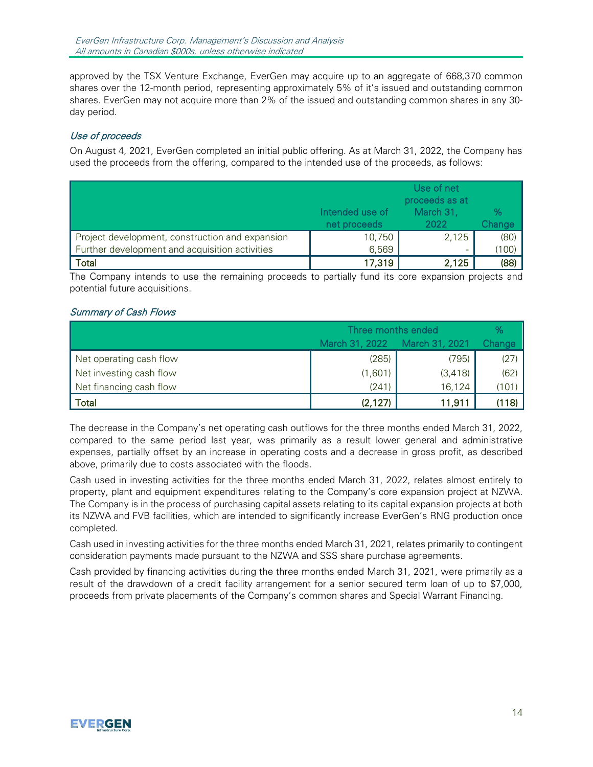approved by the TSX Venture Exchange, EverGen may acquire up to an aggregate of 668,370 common shares over the 12-month period, representing approximately 5% of it's issued and outstanding common shares. EverGen may not acquire more than 2% of the issued and outstanding common shares in any 30-day period.

### *Use of proceeds*

On August 4, 2021, EverGen completed an initial public offering. As at March 31, 2022, the Company has used the proceeds from the offering, compared to the intended use of the proceeds, as follows:

| | Intended use of net proceeds | Use of net proceeds as at March 31, 2022 | % Change |
|---|---|---|---|
| Project development, construction and expansion | 10,750 | 2,125 | (80) |
| Further development and acquisition activities | 6,569 | - | (100) |
| **Total** | **17,319** | **2,125** | **(88)** |

The Company intends to use the remaining proceeds to partially fund its core expansion projects and potential future acquisitions.

### *Summary of Cash Flows*

| | Three months ended | | % |
|---|---|---|---|
| | March 31, 2022 | March 31, 2021 | Change |
| Net operating cash flow | (285) | (795) | (27) |
| Net investing cash flow | (1,601) | (3,418) | (62) |
| Net financing cash flow | (241) | 16,124 | (101) |
| **Total** | **(2,127)** | **11,911** | **(118)** |

The decrease in the Company's net operating cash outflows for the three months ended March 31, 2022, compared to the same period last year, was primarily as a result lower general and administrative expenses, partially offset by an increase in operating costs and a decrease in gross profit, as described above, primarily due to costs associated with the floods.

Cash used in investing activities for the three months ended March 31, 2022, relates almost entirely to property, plant and equipment expenditures relating to the Company's core expansion project at NZWA. The Company is in the process of purchasing capital assets relating to its capital expansion projects at both its NZWA and FVB facilities, which are intended to significantly increase EverGen's RNG production once completed.

Cash used in investing activities for the three months ended March 31, 2021, relates primarily to contingent consideration payments made pursuant to the NZWA and SSS share purchase agreements.

Cash provided by financing activities during the three months ended March 31, 2021, were primarily as a result of the drawdown of a credit facility arrangement for a senior secured term loan of up to $7,000, proceeds from private placements of the Company's common shares and Special Warrant Financing.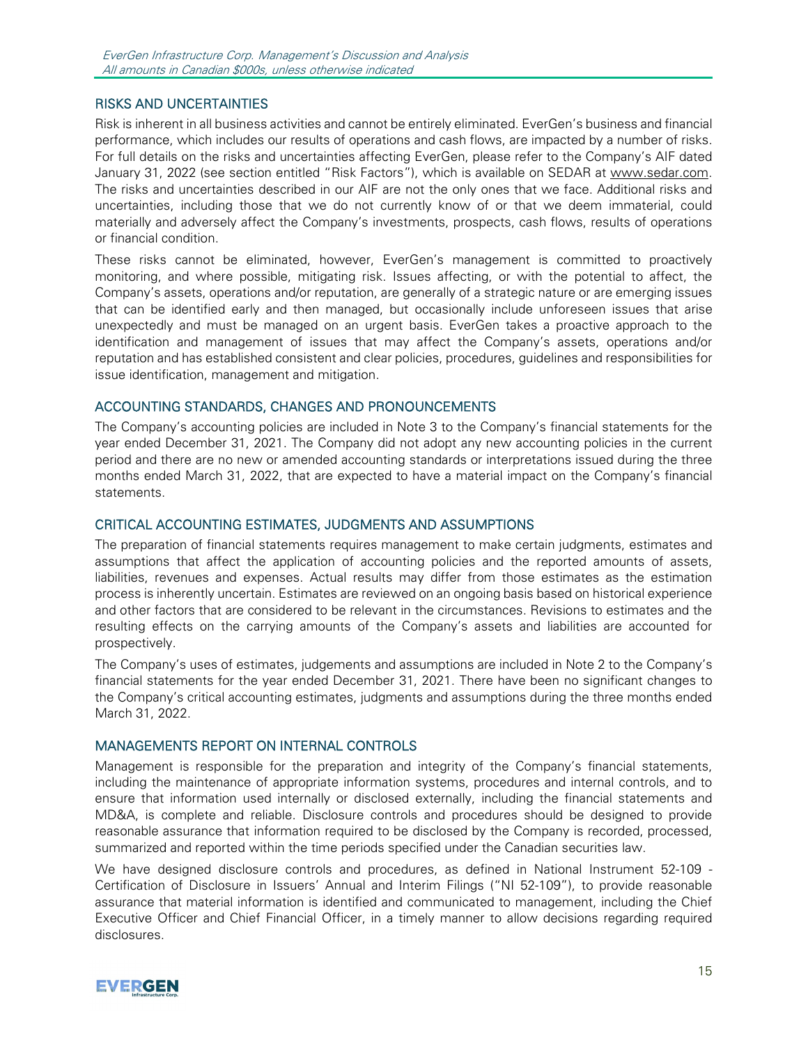## RISKS AND UNCERTAINTIES

Risk is inherent in all business activities and cannot be entirely eliminated. EverGen's business and financial performance, which includes our results of operations and cash flows, are impacted by a number of risks. For full details on the risks and uncertainties affecting EverGen, please refer to the Company's AIF dated January 31, 2022 (see section entitled "Risk Factors"), which is available on SEDAR at www.sedar.com. The risks and uncertainties described in our AIF are not the only ones that we face. Additional risks and uncertainties, including those that we do not currently know of or that we deem immaterial, could materially and adversely affect the Company's investments, prospects, cash flows, results of operations or financial condition.

These risks cannot be eliminated, however, EverGen's management is committed to proactively monitoring, and where possible, mitigating risk. Issues affecting, or with the potential to affect, the Company's assets, operations and/or reputation, are generally of a strategic nature or are emerging issues that can be identified early and then managed, but occasionally include unforeseen issues that arise unexpectedly and must be managed on an urgent basis. EverGen takes a proactive approach to the identification and management of issues that may affect the Company's assets, operations and/or reputation and has established consistent and clear policies, procedures, guidelines and responsibilities for issue identification, management and mitigation.

## ACCOUNTING STANDARDS, CHANGES AND PRONOUNCEMENTS

The Company's accounting policies are included in Note 3 to the Company's financial statements for the year ended December 31, 2021. The Company did not adopt any new accounting policies in the current period and there are no new or amended accounting standards or interpretations issued during the three months ended March 31, 2022, that are expected to have a material impact on the Company's financial statements.

## CRITICAL ACCOUNTING ESTIMATES, JUDGMENTS AND ASSUMPTIONS

The preparation of financial statements requires management to make certain judgments, estimates and assumptions that affect the application of accounting policies and the reported amounts of assets, liabilities, revenues and expenses. Actual results may differ from those estimates as the estimation process is inherently uncertain. Estimates are reviewed on an ongoing basis based on historical experience and other factors that are considered to be relevant in the circumstances. Revisions to estimates and the resulting effects on the carrying amounts of the Company's assets and liabilities are accounted for prospectively.

The Company's uses of estimates, judgements and assumptions are included in Note 2 to the Company's financial statements for the year ended December 31, 2021. There have been no significant changes to the Company's critical accounting estimates, judgments and assumptions during the three months ended March 31, 2022.

## MANAGEMENTS REPORT ON INTERNAL CONTROLS

Management is responsible for the preparation and integrity of the Company's financial statements, including the maintenance of appropriate information systems, procedures and internal controls, and to ensure that information used internally or disclosed externally, including the financial statements and MD&A, is complete and reliable. Disclosure controls and procedures should be designed to provide reasonable assurance that information required to be disclosed by the Company is recorded, processed, summarized and reported within the time periods specified under the Canadian securities law.

We have designed disclosure controls and procedures, as defined in National Instrument 52-109 - Certification of Disclosure in Issuers' Annual and Interim Filings ("NI 52-109"), to provide reasonable assurance that material information is identified and communicated to management, including the Chief Executive Officer and Chief Financial Officer, in a timely manner to allow decisions regarding required disclosures.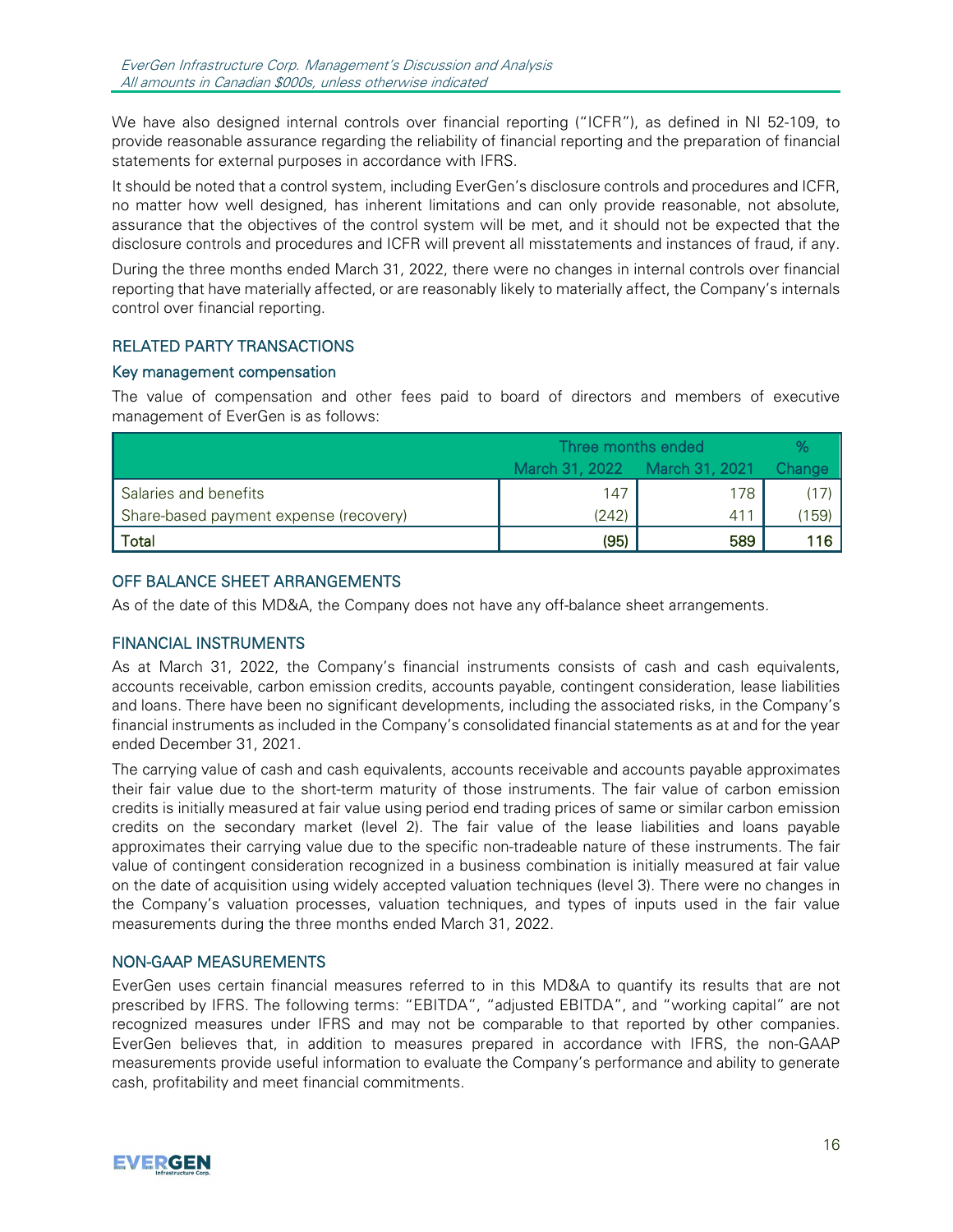We have also designed internal controls over financial reporting ("ICFR"), as defined in NI 52-109, to provide reasonable assurance regarding the reliability of financial reporting and the preparation of financial statements for external purposes in accordance with IFRS.

It should be noted that a control system, including EverGen's disclosure controls and procedures and ICFR, no matter how well designed, has inherent limitations and can only provide reasonable, not absolute, assurance that the objectives of the control system will be met, and it should not be expected that the disclosure controls and procedures and ICFR will prevent all misstatements and instances of fraud, if any.

During the three months ended March 31, 2022, there were no changes in internal controls over financial reporting that have materially affected, or are reasonably likely to materially affect, the Company's internals control over financial reporting.

## RELATED PARTY TRANSACTIONS

### Key management compensation

The value of compensation and other fees paid to board of directors and members of executive management of EverGen is as follows:

| | Three months ended | | % |
|---|---|---|---|
| | March 31, 2022 | March 31, 2021 | Change |
| Salaries and benefits | 147 | 178 | (17) |
| Share-based payment expense (recovery) | (242) | 411 | (159) |
| **Total** | **(95)** | **589** | **116** |

## OFF BALANCE SHEET ARRANGEMENTS

As of the date of this MD&A, the Company does not have any off-balance sheet arrangements.

## FINANCIAL INSTRUMENTS

As at March 31, 2022, the Company's financial instruments consists of cash and cash equivalents, accounts receivable, carbon emission credits, accounts payable, contingent consideration, lease liabilities and loans. There have been no significant developments, including the associated risks, in the Company's financial instruments as included in the Company's consolidated financial statements as at and for the year ended December 31, 2021.

The carrying value of cash and cash equivalents, accounts receivable and accounts payable approximates their fair value due to the short-term maturity of those instruments. The fair value of carbon emission credits is initially measured at fair value using period end trading prices of same or similar carbon emission credits on the secondary market (level 2). The fair value of the lease liabilities and loans payable approximates their carrying value due to the specific non-tradeable nature of these instruments. The fair value of contingent consideration recognized in a business combination is initially measured at fair value on the date of acquisition using widely accepted valuation techniques (level 3). There were no changes in the Company's valuation processes, valuation techniques, and types of inputs used in the fair value measurements during the three months ended March 31, 2022.

## NON-GAAP MEASUREMENTS

EverGen uses certain financial measures referred to in this MD&A to quantify its results that are not prescribed by IFRS. The following terms: "EBITDA", "adjusted EBITDA", and "working capital" are not recognized measures under IFRS and may not be comparable to that reported by other companies. EverGen believes that, in addition to measures prepared in accordance with IFRS, the non-GAAP measurements provide useful information to evaluate the Company's performance and ability to generate cash, profitability and meet financial commitments.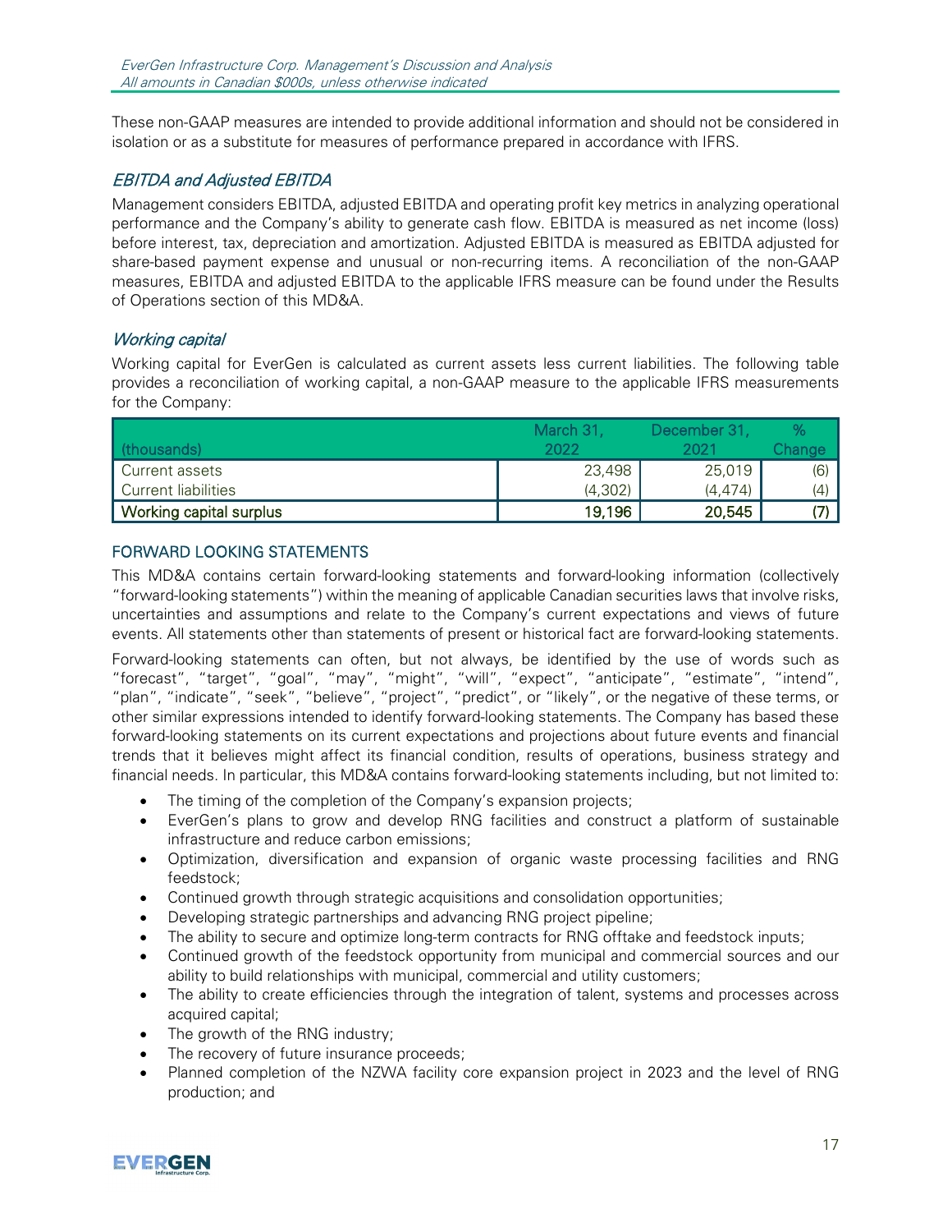These non-GAAP measures are intended to provide additional information and should not be considered in isolation or as a substitute for measures of performance prepared in accordance with IFRS.

### *EBITDA and Adjusted EBITDA*

Management considers EBITDA, adjusted EBITDA and operating profit key metrics in analyzing operational performance and the Company's ability to generate cash flow. EBITDA is measured as net income (loss) before interest, tax, depreciation and amortization. Adjusted EBITDA is measured as EBITDA adjusted for share-based payment expense and unusual or non-recurring items. A reconciliation of the non-GAAP measures, EBITDA and adjusted EBITDA to the applicable IFRS measure can be found under the Results of Operations section of this MD&A.

### *Working capital*

Working capital for EverGen is calculated as current assets less current liabilities. The following table provides a reconciliation of working capital, a non-GAAP measure to the applicable IFRS measurements for the Company:

| (thousands) | March 31, 2022 | December 31, 2021 | % Change |
|---|---|---|---|
| Current assets | 23,498 | 25,019 | (6) |
| Current liabilities | (4,302) | (4,474) | (4) |
| **Working capital surplus** | **19,196** | **20,545** | **(7)** |

## FORWARD LOOKING STATEMENTS

This MD&A contains certain forward-looking statements and forward-looking information (collectively "forward-looking statements") within the meaning of applicable Canadian securities laws that involve risks, uncertainties and assumptions and relate to the Company's current expectations and views of future events. All statements other than statements of present or historical fact are forward-looking statements.

Forward-looking statements can often, but not always, be identified by the use of words such as "forecast", "target", "goal", "may", "might", "will", "expect", "anticipate", "estimate", "intend", "plan", "indicate", "seek", "believe", "project", "predict", or "likely", or the negative of these terms, or other similar expressions intended to identify forward-looking statements. The Company has based these forward-looking statements on its current expectations and projections about future events and financial trends that it believes might affect its financial condition, results of operations, business strategy and financial needs. In particular, this MD&A contains forward-looking statements including, but not limited to:

- The timing of the completion of the Company's expansion projects;
- EverGen's plans to grow and develop RNG facilities and construct a platform of sustainable infrastructure and reduce carbon emissions;
- Optimization, diversification and expansion of organic waste processing facilities and RNG feedstock;
- Continued growth through strategic acquisitions and consolidation opportunities;
- Developing strategic partnerships and advancing RNG project pipeline;
- The ability to secure and optimize long-term contracts for RNG offtake and feedstock inputs;
- Continued growth of the feedstock opportunity from municipal and commercial sources and our ability to build relationships with municipal, commercial and utility customers;
- The ability to create efficiencies through the integration of talent, systems and processes across acquired capital;
- The growth of the RNG industry;
- The recovery of future insurance proceeds;
- Planned completion of the NZWA facility core expansion project in 2023 and the level of RNG production; and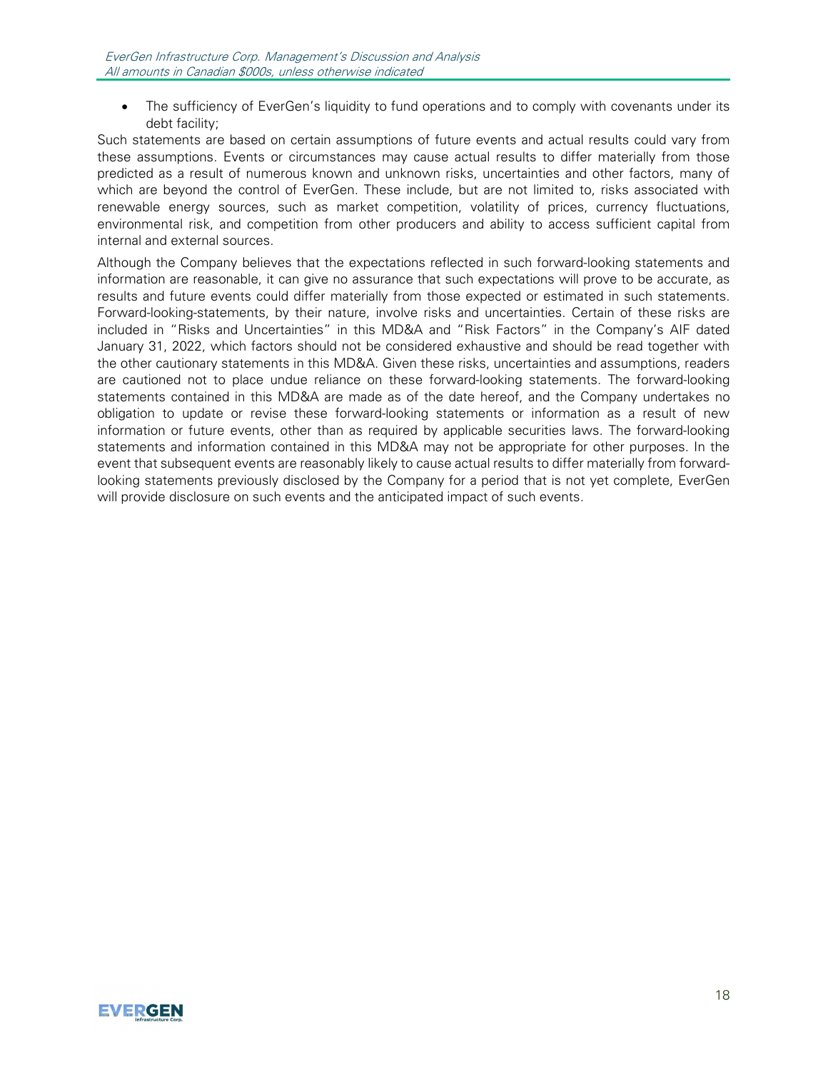- The sufficiency of EverGen's liquidity to fund operations and to comply with covenants under its debt facility;

Such statements are based on certain assumptions of future events and actual results could vary from these assumptions. Events or circumstances may cause actual results to differ materially from those predicted as a result of numerous known and unknown risks, uncertainties and other factors, many of which are beyond the control of EverGen. These include, but are not limited to, risks associated with renewable energy sources, such as market competition, volatility of prices, currency fluctuations, environmental risk, and competition from other producers and ability to access sufficient capital from internal and external sources.

Although the Company believes that the expectations reflected in such forward-looking statements and information are reasonable, it can give no assurance that such expectations will prove to be accurate, as results and future events could differ materially from those expected or estimated in such statements. Forward-looking-statements, by their nature, involve risks and uncertainties. Certain of these risks are included in "Risks and Uncertainties" in this MD&A and "Risk Factors" in the Company's AIF dated January 31, 2022, which factors should not be considered exhaustive and should be read together with the other cautionary statements in this MD&A. Given these risks, uncertainties and assumptions, readers are cautioned not to place undue reliance on these forward-looking statements. The forward-looking statements contained in this MD&A are made as of the date hereof, and the Company undertakes no obligation to update or revise these forward-looking statements or information as a result of new information or future events, other than as required by applicable securities laws. The forward-looking statements and information contained in this MD&A may not be appropriate for other purposes. In the event that subsequent events are reasonably likely to cause actual results to differ materially from forward-looking statements previously disclosed by the Company for a period that is not yet complete, EverGen will provide disclosure on such events and the anticipated impact of such events.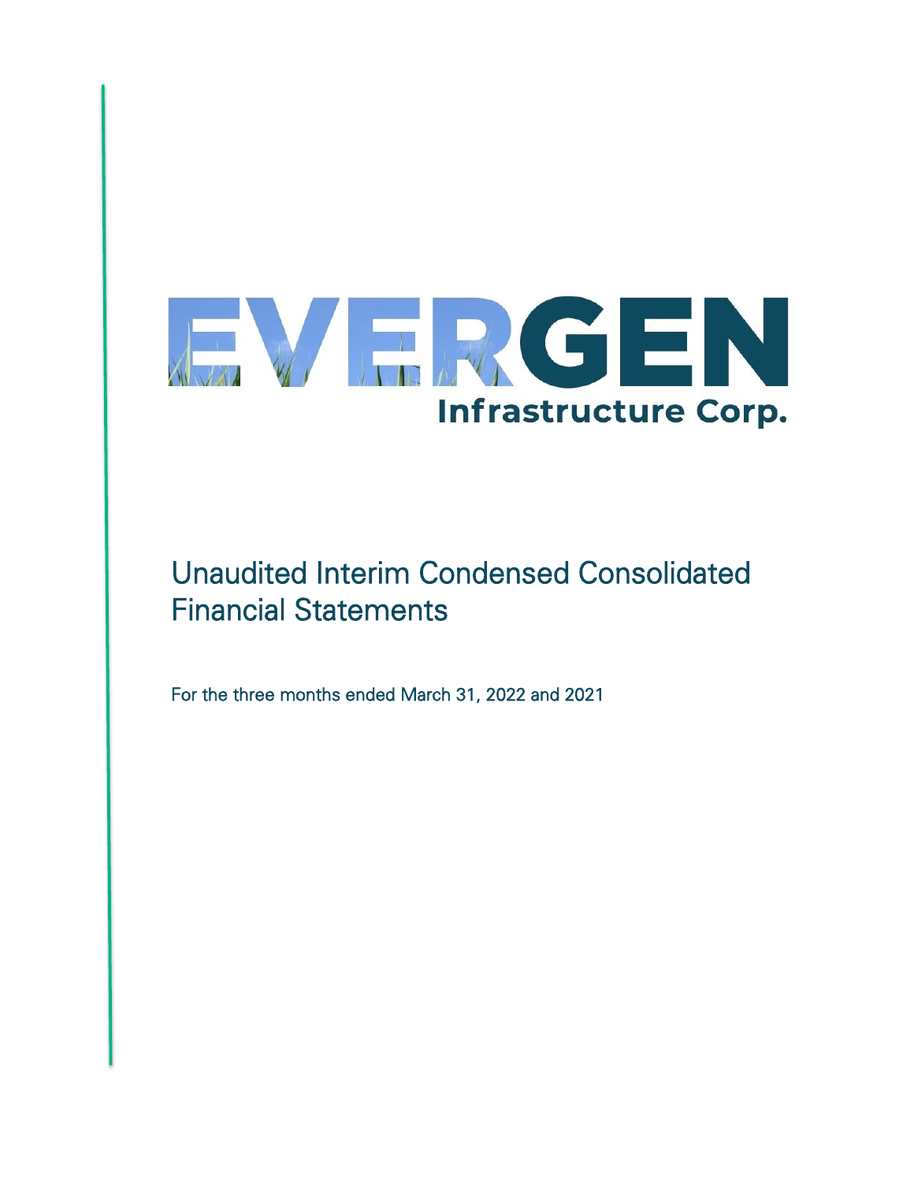# EVERGEN Infrastructure Corp.

## Unaudited Interim Condensed Consolidated Financial Statements

For the three months ended March 31, 2022 and 2021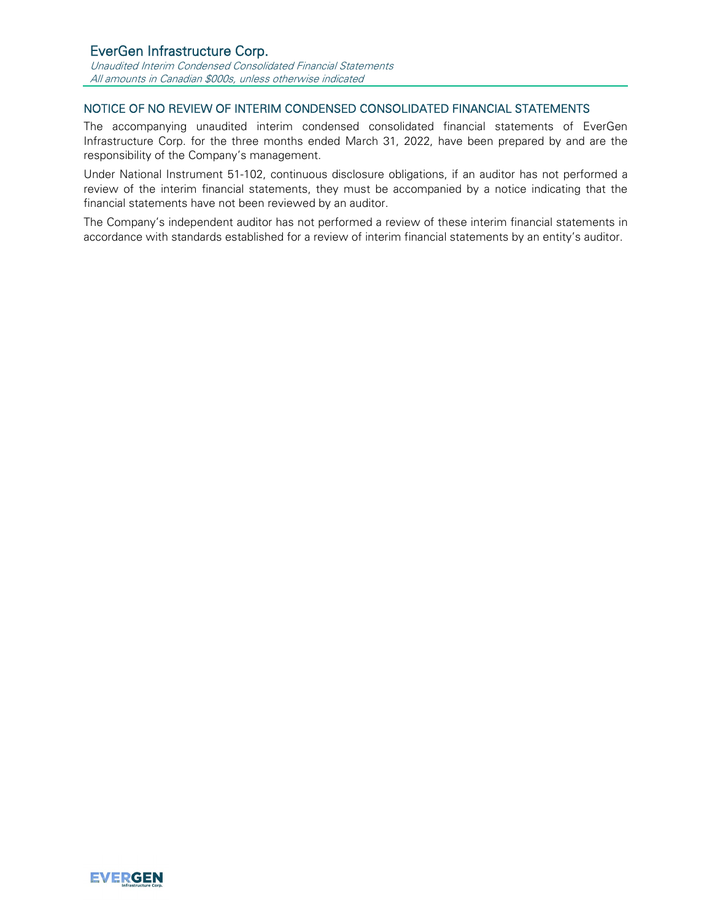## NOTICE OF NO REVIEW OF INTERIM CONDENSED CONSOLIDATED FINANCIAL STATEMENTS

The accompanying unaudited interim condensed consolidated financial statements of EverGen Infrastructure Corp. for the three months ended March 31, 2022, have been prepared by and are the responsibility of the Company's management.

Under National Instrument 51-102, continuous disclosure obligations, if an auditor has not performed a review of the interim financial statements, they must be accompanied by a notice indicating that the financial statements have not been reviewed by an auditor.

The Company's independent auditor has not performed a review of these interim financial statements in accordance with standards established for a review of interim financial statements by an entity's auditor.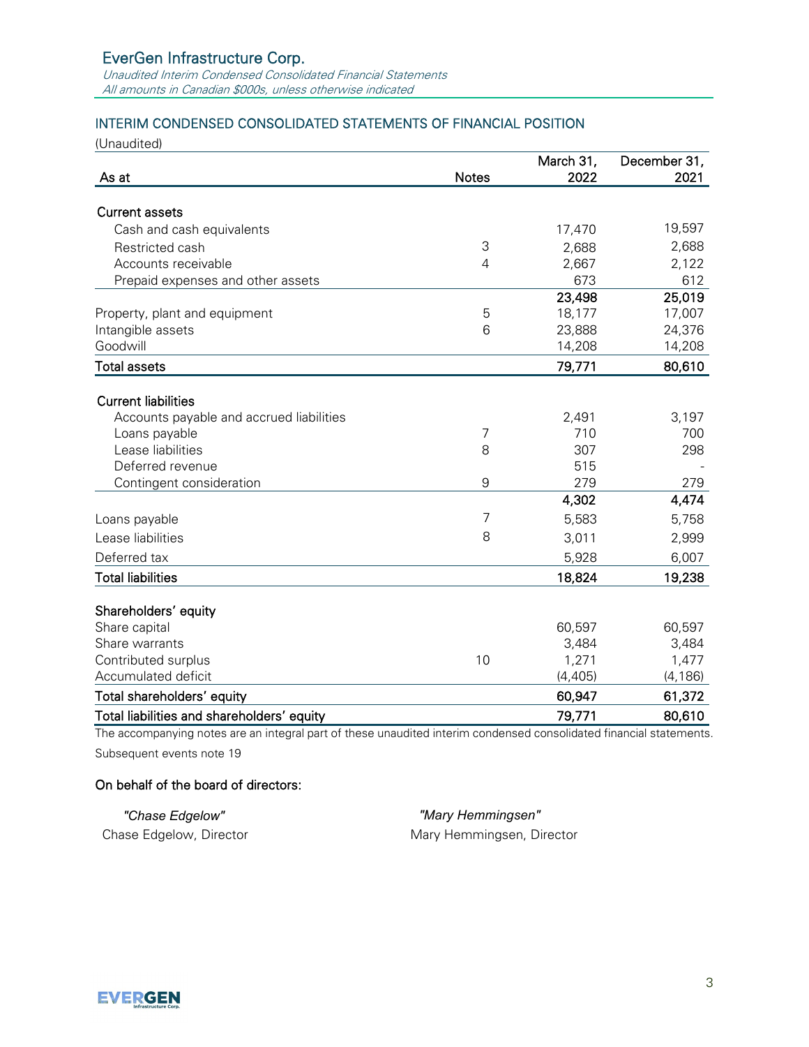EverGen Infrastructure Corp.

*Unaudited Interim Condensed Consolidated Financial Statements*
*All amounts in Canadian $000s, unless otherwise indicated*

## INTERIM CONDENSED CONSOLIDATED STATEMENTS OF FINANCIAL POSITION

(Unaudited)

| As at | Notes | March 31, 2022 | December 31, 2021 |
|---|---|---|---|
| **Current assets** | | | |
| Cash and cash equivalents | | 17,470 | 19,597 |
| Restricted cash | 3 | 2,688 | 2,688 |
| Accounts receivable | 4 | 2,667 | 2,122 |
| Prepaid expenses and other assets | | 673 | 612 |
| | | **23,498** | **25,019** |
| Property, plant and equipment | 5 | 18,177 | 17,007 |
| Intangible assets | 6 | 23,888 | 24,376 |
| Goodwill | | 14,208 | 14,208 |
| **Total assets** | | **79,771** | **80,610** |
| **Current liabilities** | | | |
| Accounts payable and accrued liabilities | | 2,491 | 3,197 |
| Loans payable | 7 | 710 | 700 |
| Lease liabilities | 8 | 307 | 298 |
| Deferred revenue | | 515 | - |
| Contingent consideration | 9 | 279 | 279 |
| | | **4,302** | **4,474** |
| Loans payable | 7 | 5,583 | 5,758 |
| Lease liabilities | 8 | 3,011 | 2,999 |
| Deferred tax | | 5,928 | 6,007 |
| **Total liabilities** | | **18,824** | **19,238** |
| **Shareholders' equity** | | | |
| Share capital | | 60,597 | 60,597 |
| Share warrants | | 3,484 | 3,484 |
| Contributed surplus | 10 | 1,271 | 1,477 |
| Accumulated deficit | | (4,405) | (4,186) |
| **Total shareholders' equity** | | **60,947** | **61,372** |
| **Total liabilities and shareholders' equity** | | **79,771** | **80,610** |

The accompanying notes are an integral part of these unaudited interim condensed consolidated financial statements.

Subsequent events note 19

On behalf of the board of directors:

*"Chase Edgelow"*
Chase Edgelow, Director

*"Mary Hemmingsen"*
Mary Hemmingsen, Director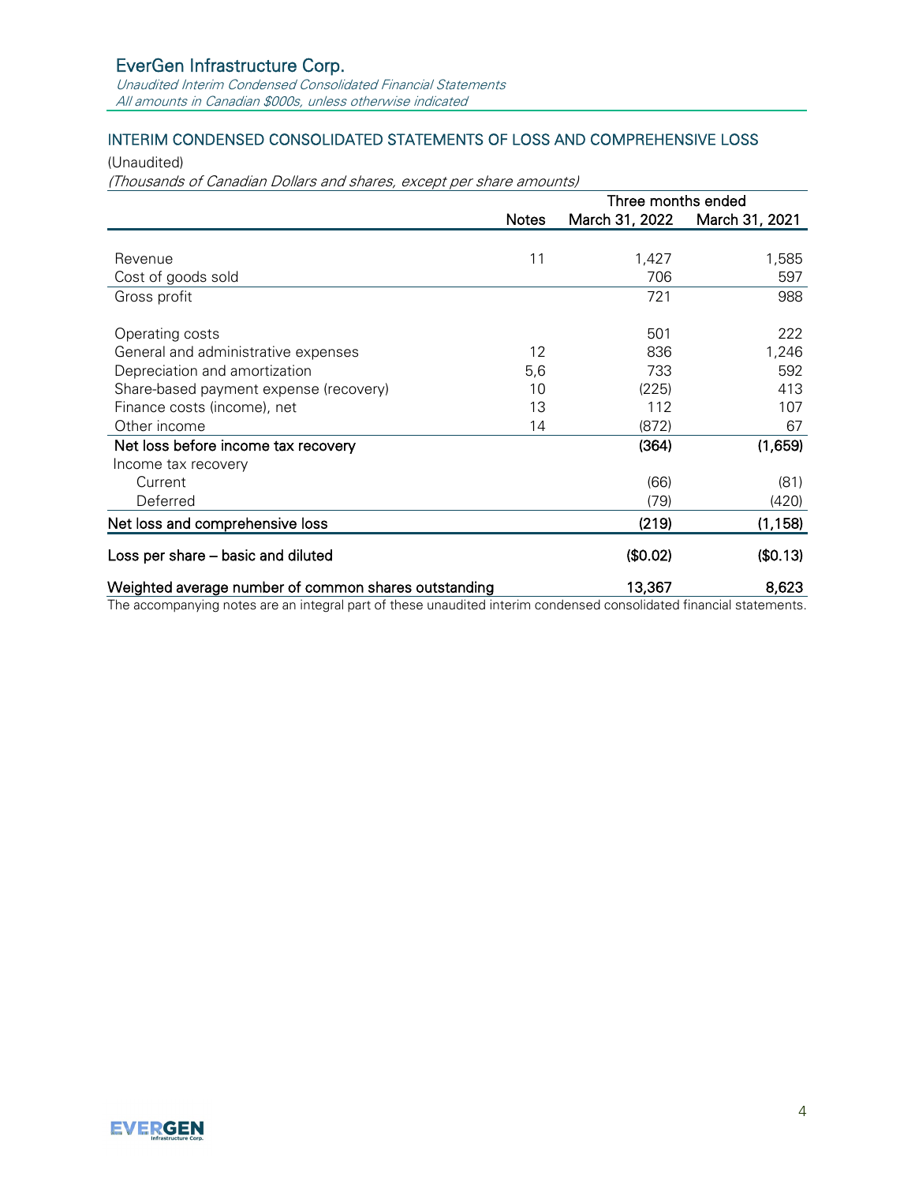EverGen Infrastructure Corp.

*Unaudited Interim Condensed Consolidated Financial Statements*
*All amounts in Canadian $000s, unless otherwise indicated*

## INTERIM CONDENSED CONSOLIDATED STATEMENTS OF LOSS AND COMPREHENSIVE LOSS

(Unaudited)

*(Thousands of Canadian Dollars and shares, except per share amounts)*

| | | Three months ended | |
|---|---|---|---|
| | Notes | March 31, 2022 | March 31, 2021 |
| Revenue | 11 | 1,427 | 1,585 |
| Cost of goods sold | | 706 | 597 |
| Gross profit | | 721 | 988 |
| Operating costs | | 501 | 222 |
| General and administrative expenses | 12 | 836 | 1,246 |
| Depreciation and amortization | 5,6 | 733 | 592 |
| Share-based payment expense (recovery) | 10 | (225) | 413 |
| Finance costs (income), net | 13 | 112 | 107 |
| Other income | 14 | (872) | 67 |
| **Net loss before income tax recovery** | | **(364)** | **(1,659)** |
| Income tax recovery | | | |
| Current | | (66) | (81) |
| Deferred | | (79) | (420) |
| **Net loss and comprehensive loss** | | **(219)** | **(1,158)** |
| **Loss per share – basic and diluted** | | **($0.02)** | **($0.13)** |
| **Weighted average number of common shares outstanding** | | **13,367** | **8,623** |

The accompanying notes are an integral part of these unaudited interim condensed consolidated financial statements.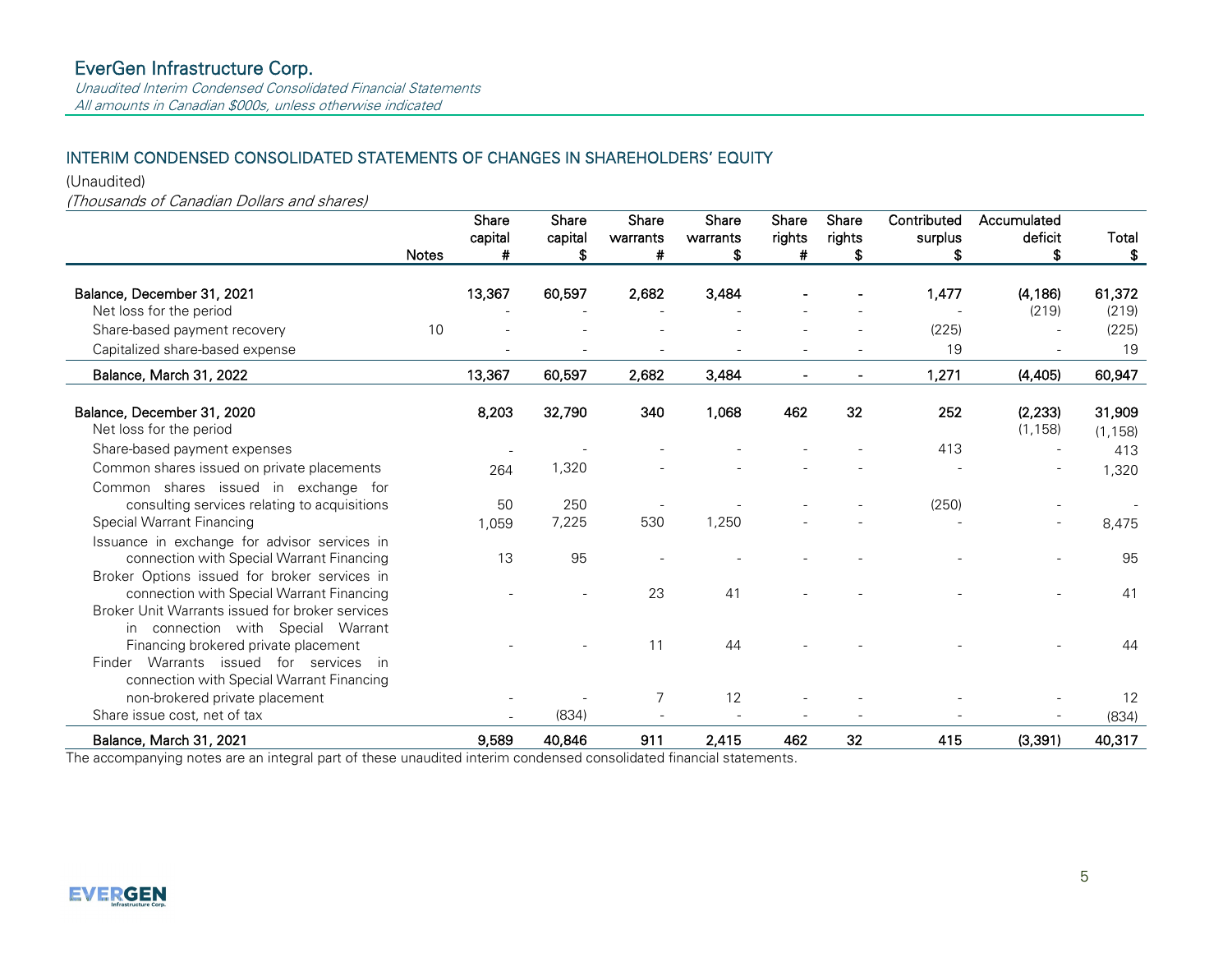## INTERIM CONDENSED CONSOLIDATED STATEMENTS OF CHANGES IN SHAREHOLDERS' EQUITY

(Unaudited)

*(Thousands of Canadian Dollars and shares)*

| | Notes | Share capital # | Share capital $ | Share warrants # | Share warrants $ | Share rights # | Share rights $ | Contributed surplus $ | Accumulated deficit $ | Total $ |
|---|---|---|---|---|---|---|---|---|---|---|
| **Balance, December 31, 2021** | | **13,367** | **60,597** | **2,682** | **3,484** | **-** | **-** | **1,477** | **(4,186)** | **61,372** |
| Net loss for the period | | - | - | - | - | - | - | - | (219) | (219) |
| Share-based payment recovery | 10 | - | - | - | - | - | - | (225) | - | (225) |
| Capitalized share-based expense | | - | - | - | - | - | - | 19 | - | 19 |
| **Balance, March 31, 2022** | | **13,367** | **60,597** | **2,682** | **3,484** | **-** | **-** | **1,271** | **(4,405)** | **60,947** |
| | | | | | | | | | | |
| **Balance, December 31, 2020** | | **8,203** | **32,790** | **340** | **1,068** | **462** | **32** | **252** | **(2,233)** | **31,909** |
| Net loss for the period | | | | | | | | | (1,158) | (1,158) |
| Share-based payment expenses | | - | - | - | - | - | - | 413 | - | 413 |
| Common shares issued on private placements | | 264 | 1,320 | - | - | - | - | - | - | 1,320 |
| Common shares issued in exchange for consulting services relating to acquisitions | | 50 | 250 | - | - | - | - | (250) | - | - |
| Special Warrant Financing | | 1,059 | 7,225 | 530 | 1,250 | - | - | - | - | 8,475 |
| Issuance in exchange for advisor services in connection with Special Warrant Financing | | 13 | 95 | - | - | - | - | - | - | 95 |
| Broker Options issued for broker services in connection with Special Warrant Financing | | - | - | 23 | 41 | - | - | - | - | 41 |
| Broker Unit Warrants issued for broker services in connection with Special Warrant Financing brokered private placement | | - | - | 11 | 44 | - | - | - | - | 44 |
| Finder Warrants issued for services in connection with Special Warrant Financing non-brokered private placement | | - | - | 7 | 12 | - | - | - | - | 12 |
| Share issue cost, net of tax | | - | (834) | - | - | - | - | - | - | (834) |
| **Balance, March 31, 2021** | | **9,589** | **40,846** | **911** | **2,415** | **462** | **32** | **415** | **(3,391)** | **40,317** |

The accompanying notes are an integral part of these unaudited interim condensed consolidated financial statements.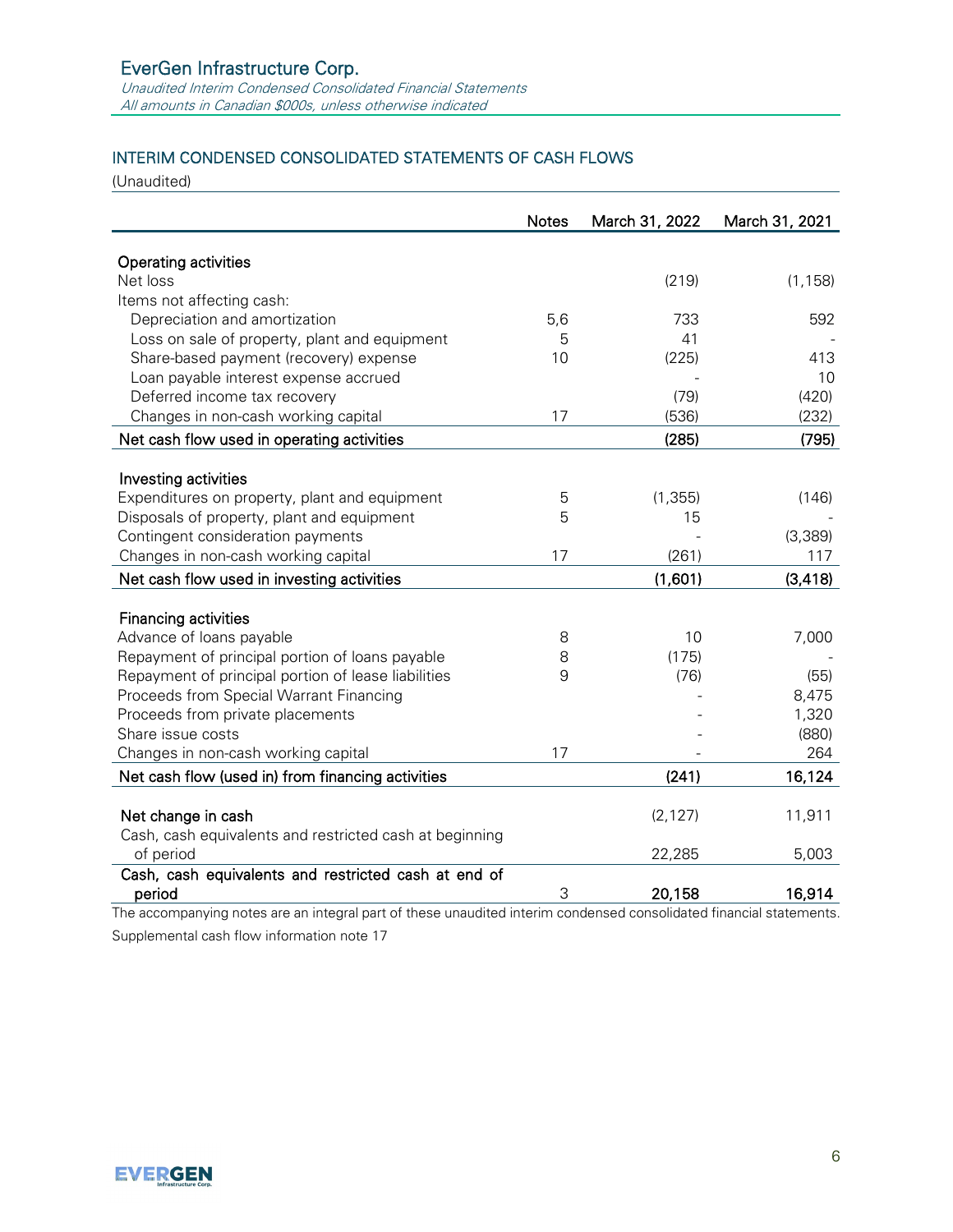EverGen Infrastructure Corp.
*Unaudited Interim Condensed Consolidated Financial Statements*
*All amounts in Canadian $000s, unless otherwise indicated*

## INTERIM CONDENSED CONSOLIDATED STATEMENTS OF CASH FLOWS

(Unaudited)

| | Notes | March 31, 2022 | March 31, 2021 |
|---|---|---|---|
| **Operating activities** | | | |
| Net loss | | (219) | (1,158) |
| Items not affecting cash: | | | |
| Depreciation and amortization | 5,6 | 733 | 592 |
| Loss on sale of property, plant and equipment | 5 | 41 | - |
| Share-based payment (recovery) expense | 10 | (225) | 413 |
| Loan payable interest expense accrued | | - | 10 |
| Deferred income tax recovery | | (79) | (420) |
| Changes in non-cash working capital | 17 | (536) | (232) |
| **Net cash flow used in operating activities** | | **(285)** | **(795)** |
| **Investing activities** | | | |
| Expenditures on property, plant and equipment | 5 | (1,355) | (146) |
| Disposals of property, plant and equipment | 5 | 15 | - |
| Contingent consideration payments | | - | (3,389) |
| Changes in non-cash working capital | 17 | (261) | 117 |
| **Net cash flow used in investing activities** | | **(1,601)** | **(3,418)** |
| **Financing activities** | | | |
| Advance of loans payable | 8 | 10 | 7,000 |
| Repayment of principal portion of loans payable | 8 | (175) | - |
| Repayment of principal portion of lease liabilities | 9 | (76) | (55) |
| Proceeds from Special Warrant Financing | | - | 8,475 |
| Proceeds from private placements | | - | 1,320 |
| Share issue costs | | - | (880) |
| Changes in non-cash working capital | 17 | - | 264 |
| **Net cash flow (used in) from financing activities** | | **(241)** | **16,124** |
| Net change in cash | | (2,127) | 11,911 |
| Cash, cash equivalents and restricted cash at beginning of period | | 22,285 | 5,003 |
| **Cash, cash equivalents and restricted cash at end of period** | 3 | **20,158** | **16,914** |

The accompanying notes are an integral part of these unaudited interim condensed consolidated financial statements.

Supplemental cash flow information note 17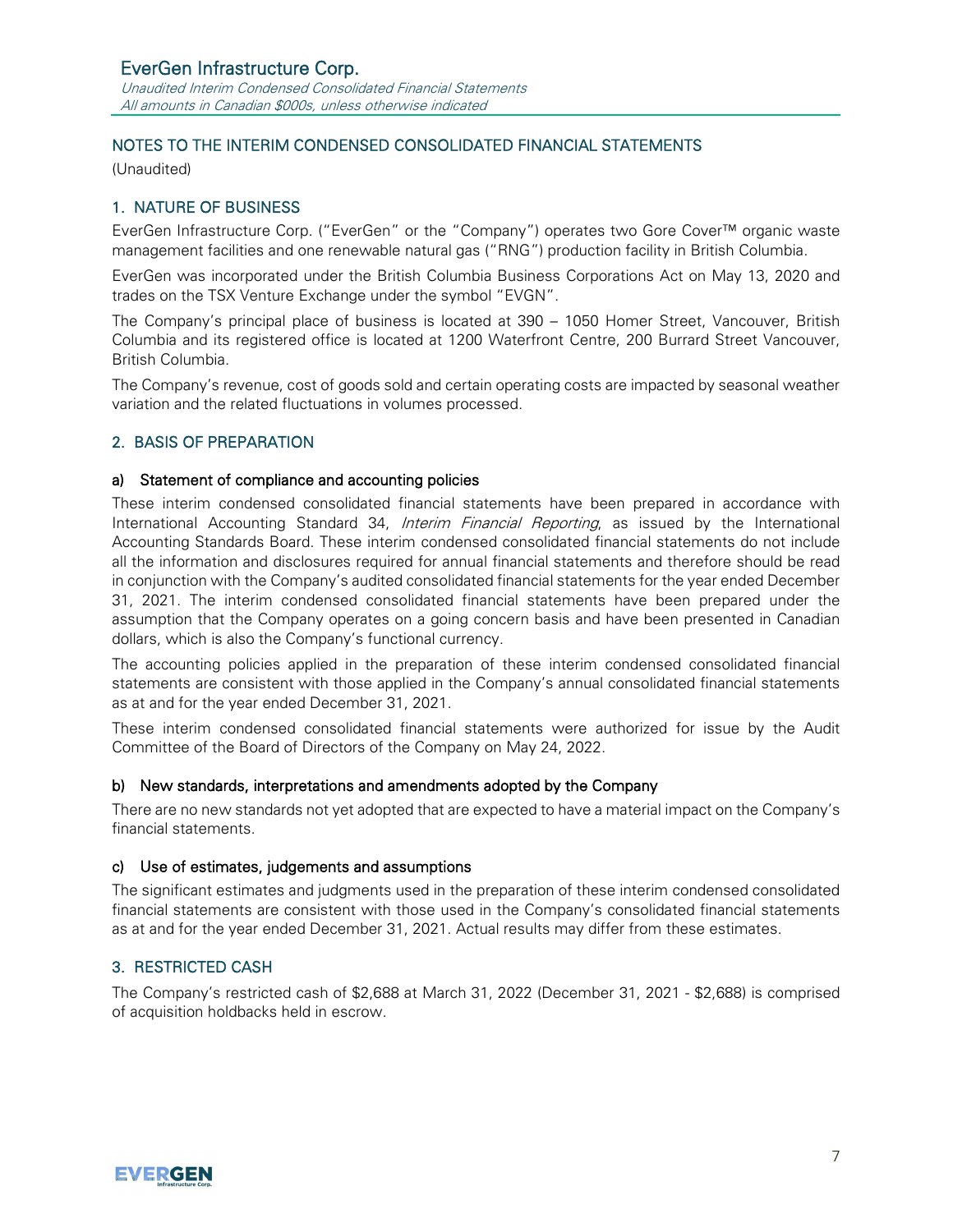## NOTES TO THE INTERIM CONDENSED CONSOLIDATED FINANCIAL STATEMENTS

(Unaudited)

### 1. NATURE OF BUSINESS

EverGen Infrastructure Corp. ("EverGen" or the "Company") operates two Gore Cover™ organic waste management facilities and one renewable natural gas ("RNG") production facility in British Columbia.

EverGen was incorporated under the British Columbia Business Corporations Act on May 13, 2020 and trades on the TSX Venture Exchange under the symbol "EVGN".

The Company's principal place of business is located at 390 – 1050 Homer Street, Vancouver, British Columbia and its registered office is located at 1200 Waterfront Centre, 200 Burrard Street Vancouver, British Columbia.

The Company's revenue, cost of goods sold and certain operating costs are impacted by seasonal weather variation and the related fluctuations in volumes processed.

### 2. BASIS OF PREPARATION

#### a) Statement of compliance and accounting policies

These interim condensed consolidated financial statements have been prepared in accordance with International Accounting Standard 34, *Interim Financial Reporting*, as issued by the International Accounting Standards Board. These interim condensed consolidated financial statements do not include all the information and disclosures required for annual financial statements and therefore should be read in conjunction with the Company's audited consolidated financial statements for the year ended December 31, 2021. The interim condensed consolidated financial statements have been prepared under the assumption that the Company operates on a going concern basis and have been presented in Canadian dollars, which is also the Company's functional currency.

The accounting policies applied in the preparation of these interim condensed consolidated financial statements are consistent with those applied in the Company's annual consolidated financial statements as at and for the year ended December 31, 2021.

These interim condensed consolidated financial statements were authorized for issue by the Audit Committee of the Board of Directors of the Company on May 24, 2022.

#### b) New standards, interpretations and amendments adopted by the Company

There are no new standards not yet adopted that are expected to have a material impact on the Company's financial statements.

#### c) Use of estimates, judgements and assumptions

The significant estimates and judgments used in the preparation of these interim condensed consolidated financial statements are consistent with those used in the Company's consolidated financial statements as at and for the year ended December 31, 2021. Actual results may differ from these estimates.

### 3. RESTRICTED CASH

The Company's restricted cash of $2,688 at March 31, 2022 (December 31, 2021 - $2,688) is comprised of acquisition holdbacks held in escrow.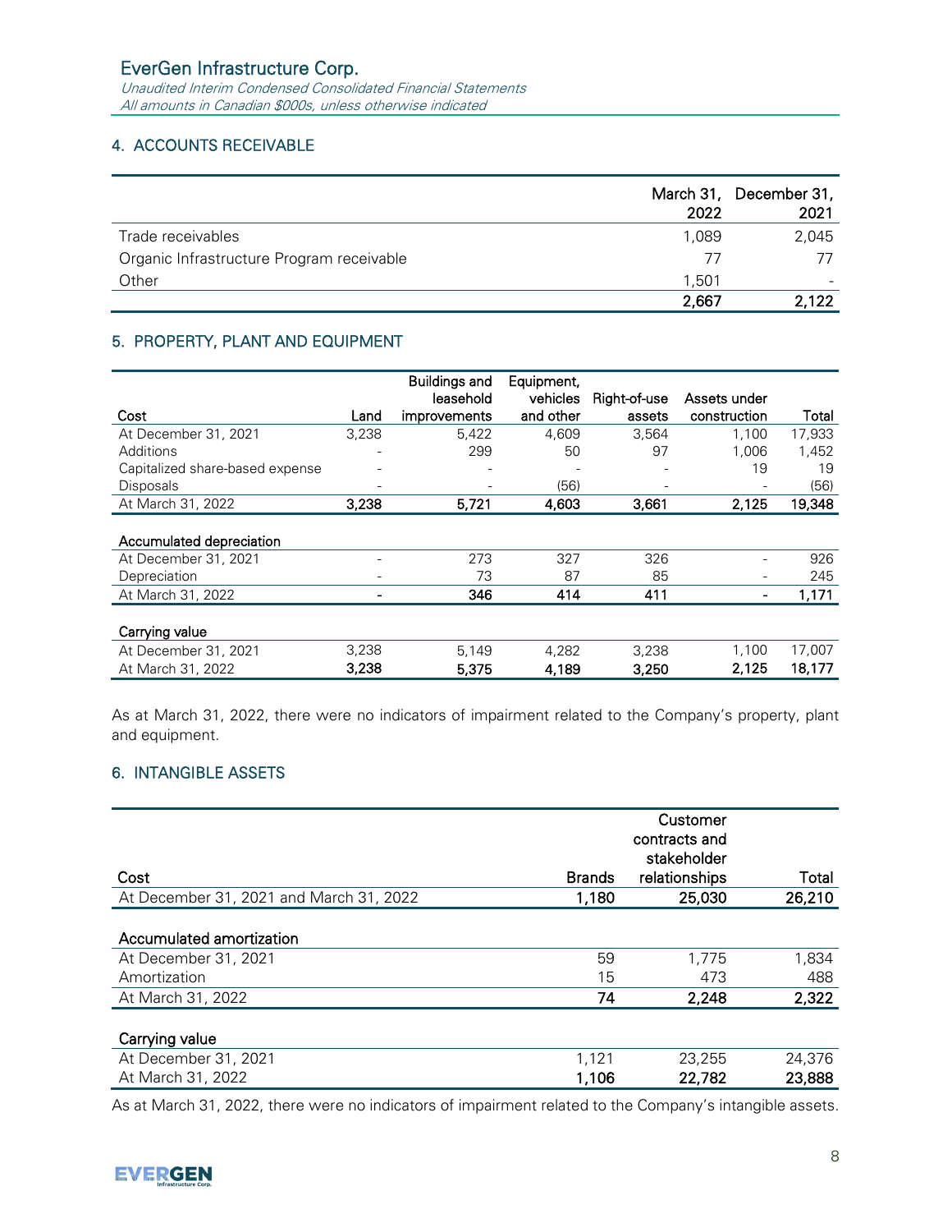## 4. ACCOUNTS RECEIVABLE

| | March 31, 2022 | December 31, 2021 |
|---|---|---|
| Trade receivables | 1,089 | 2,045 |
| Organic Infrastructure Program receivable | 77 | 77 |
| Other | 1,501 | - |
| | **2,667** | **2,122** |

## 5. PROPERTY, PLANT AND EQUIPMENT

| Cost | Land | Buildings and leasehold improvements | Equipment, vehicles and other | Right-of-use assets | Assets under construction | Total |
|---|---|---|---|---|---|---|
| At December 31, 2021 | 3,238 | 5,422 | 4,609 | 3,564 | 1,100 | 17,933 |
| Additions | - | 299 | 50 | 97 | 1,006 | 1,452 |
| Capitalized share-based expense | - | - | - | - | 19 | 19 |
| Disposals | - | - | (56) | - | - | (56) |
| At March 31, 2022 | **3,238** | **5,721** | **4,603** | **3,661** | **2,125** | **19,348** |
| | | | | | | |
| **Accumulated depreciation** | | | | | | |
| At December 31, 2021 | - | 273 | 327 | 326 | - | 926 |
| Depreciation | - | 73 | 87 | 85 | - | 245 |
| At March 31, 2022 | **-** | **346** | **414** | **411** | **-** | **1,171** |
| | | | | | | |
| **Carrying value** | | | | | | |
| At December 31, 2021 | 3,238 | 5,149 | 4,282 | 3,238 | 1,100 | 17,007 |
| At March 31, 2022 | **3,238** | **5,375** | **4,189** | **3,250** | **2,125** | **18,177** |

As at March 31, 2022, there were no indicators of impairment related to the Company's property, plant and equipment.

## 6. INTANGIBLE ASSETS

| Cost | Brands | Customer contracts and stakeholder relationships | Total |
|---|---|---|---|
| At December 31, 2021 and March 31, 2022 | **1,180** | **25,030** | **26,210** |
| | | | |
| **Accumulated amortization** | | | |
| At December 31, 2021 | 59 | 1,775 | 1,834 |
| Amortization | 15 | 473 | 488 |
| At March 31, 2022 | **74** | **2,248** | **2,322** |
| | | | |
| **Carrying value** | | | |
| At December 31, 2021 | 1,121 | 23,255 | 24,376 |
| At March 31, 2022 | **1,106** | **22,782** | **23,888** |

As at March 31, 2022, there were no indicators of impairment related to the Company's intangible assets.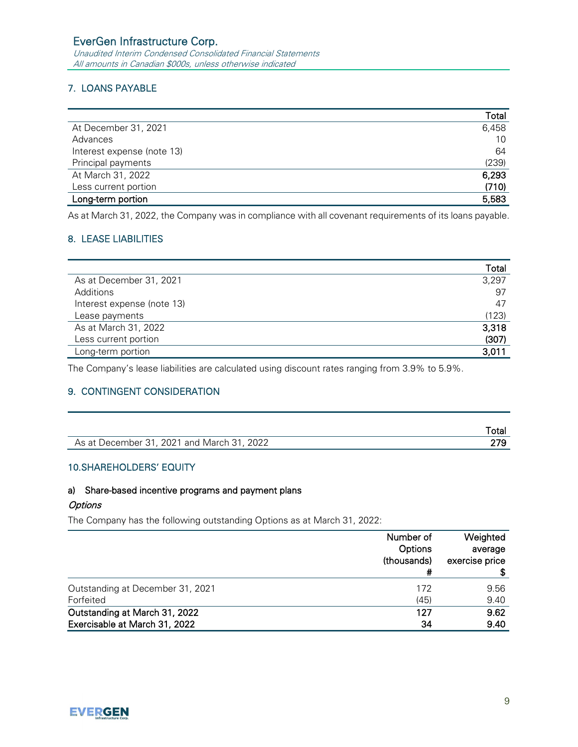## 7. LOANS PAYABLE

| | Total |
|---|---|
| At December 31, 2021 | 6,458 |
| Advances | 10 |
| Interest expense (note 13) | 64 |
| Principal payments | (239) |
| At March 31, 2022 | **6,293** |
| Less current portion | **(710)** |
| **Long-term portion** | **5,583** |

As at March 31, 2022, the Company was in compliance with all covenant requirements of its loans payable.

## 8. LEASE LIABILITIES

| | Total |
|---|---|
| As at December 31, 2021 | 3,297 |
| Additions | 97 |
| Interest expense (note 13) | 47 |
| Lease payments | (123) |
| As at March 31, 2022 | **3,318** |
| Less current portion | **(307)** |
| Long-term portion | **3,011** |

The Company's lease liabilities are calculated using discount rates ranging from 3.9% to 5.9%.

## 9. CONTINGENT CONSIDERATION

| | Total |
|---|---|
| As at December 31, 2021 and March 31, 2022 | **279** |

## 10. SHAREHOLDERS' EQUITY

### a) Share-based incentive programs and payment plans

*Options*

The Company has the following outstanding Options as at March 31, 2022:

| | Number of Options (thousands) # | Weighted average exercise price $ |
|---|---|---|
| Outstanding at December 31, 2021 | 172 | 9.56 |
| Forfeited | (45) | 9.40 |
| **Outstanding at March 31, 2022** | **127** | **9.62** |
| **Exercisable at March 31, 2022** | **34** | **9.40** |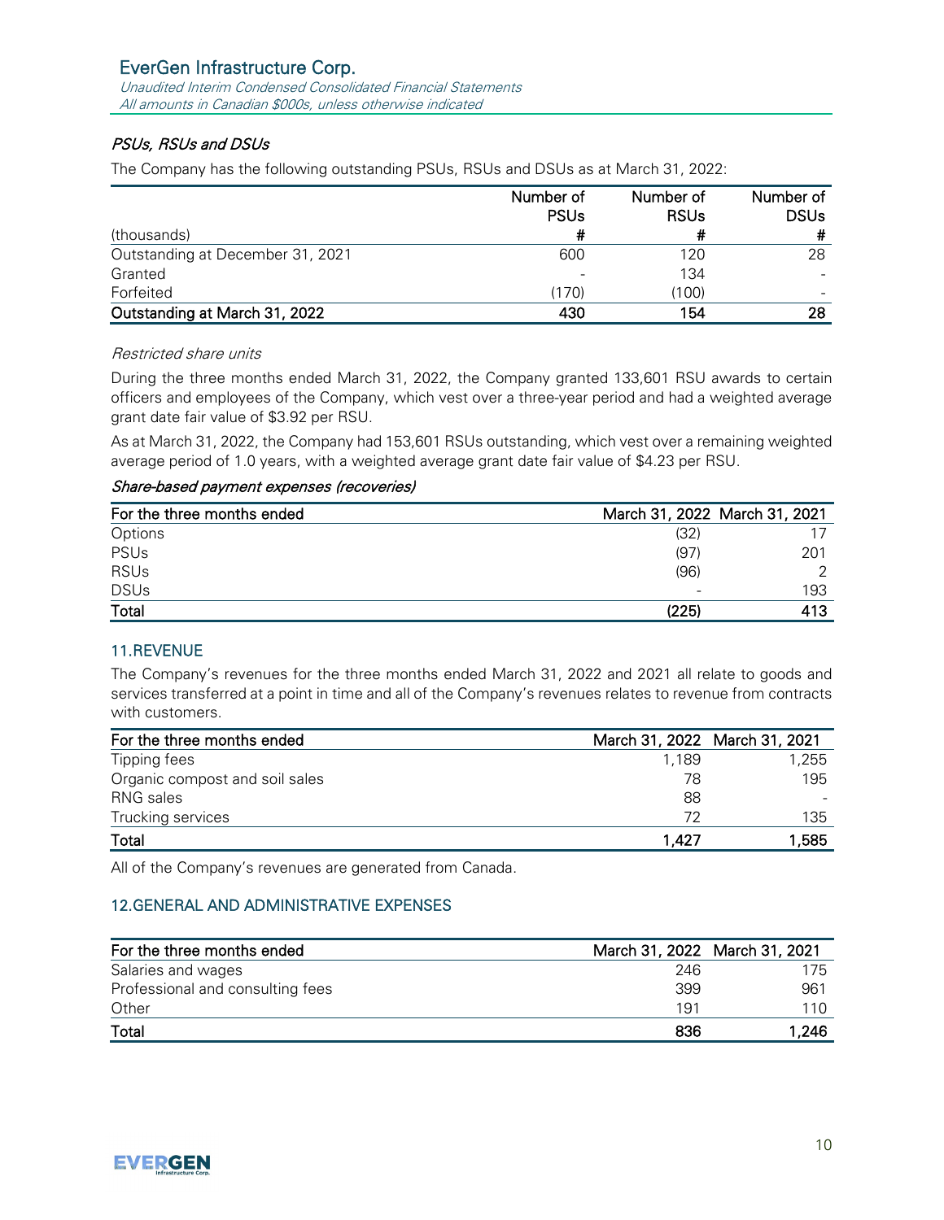### *PSUs, RSUs and DSUs*

The Company has the following outstanding PSUs, RSUs and DSUs as at March 31, 2022:

| (thousands) | Number of PSUs # | Number of RSUs # | Number of DSUs # |
|---|---|---|---|
| Outstanding at December 31, 2021 | 600 | 120 | 28 |
| Granted | - | 134 | - |
| Forfeited | (170) | (100) | - |
| **Outstanding at March 31, 2022** | **430** | **154** | **28** |

*Restricted share units*

During the three months ended March 31, 2022, the Company granted 133,601 RSU awards to certain officers and employees of the Company, which vest over a three-year period and had a weighted average grant date fair value of $3.92 per RSU.

As at March 31, 2022, the Company had 153,601 RSUs outstanding, which vest over a remaining weighted average period of 1.0 years, with a weighted average grant date fair value of $4.23 per RSU.

***Share-based payment expenses (recoveries)***

| For the three months ended | March 31, 2022 | March 31, 2021 |
|---|---|---|
| Options | (32) | 17 |
| PSUs | (97) | 201 |
| RSUs | (96) | 2 |
| DSUs | - | 193 |
| **Total** | **(225)** | **413** |

## 11. REVENUE

The Company's revenues for the three months ended March 31, 2022 and 2021 all relate to goods and services transferred at a point in time and all of the Company's revenues relates to revenue from contracts with customers.

| For the three months ended | March 31, 2022 | March 31, 2021 |
|---|---|---|
| Tipping fees | 1,189 | 1,255 |
| Organic compost and soil sales | 78 | 195 |
| RNG sales | 88 | - |
| Trucking services | 72 | 135 |
| **Total** | **1,427** | **1,585** |

All of the Company's revenues are generated from Canada.

## 12. GENERAL AND ADMINISTRATIVE EXPENSES

| For the three months ended | March 31, 2022 | March 31, 2021 |
|---|---|---|
| Salaries and wages | 246 | 175 |
| Professional and consulting fees | 399 | 961 |
| Other | 191 | 110 |
| **Total** | **836** | **1,246** |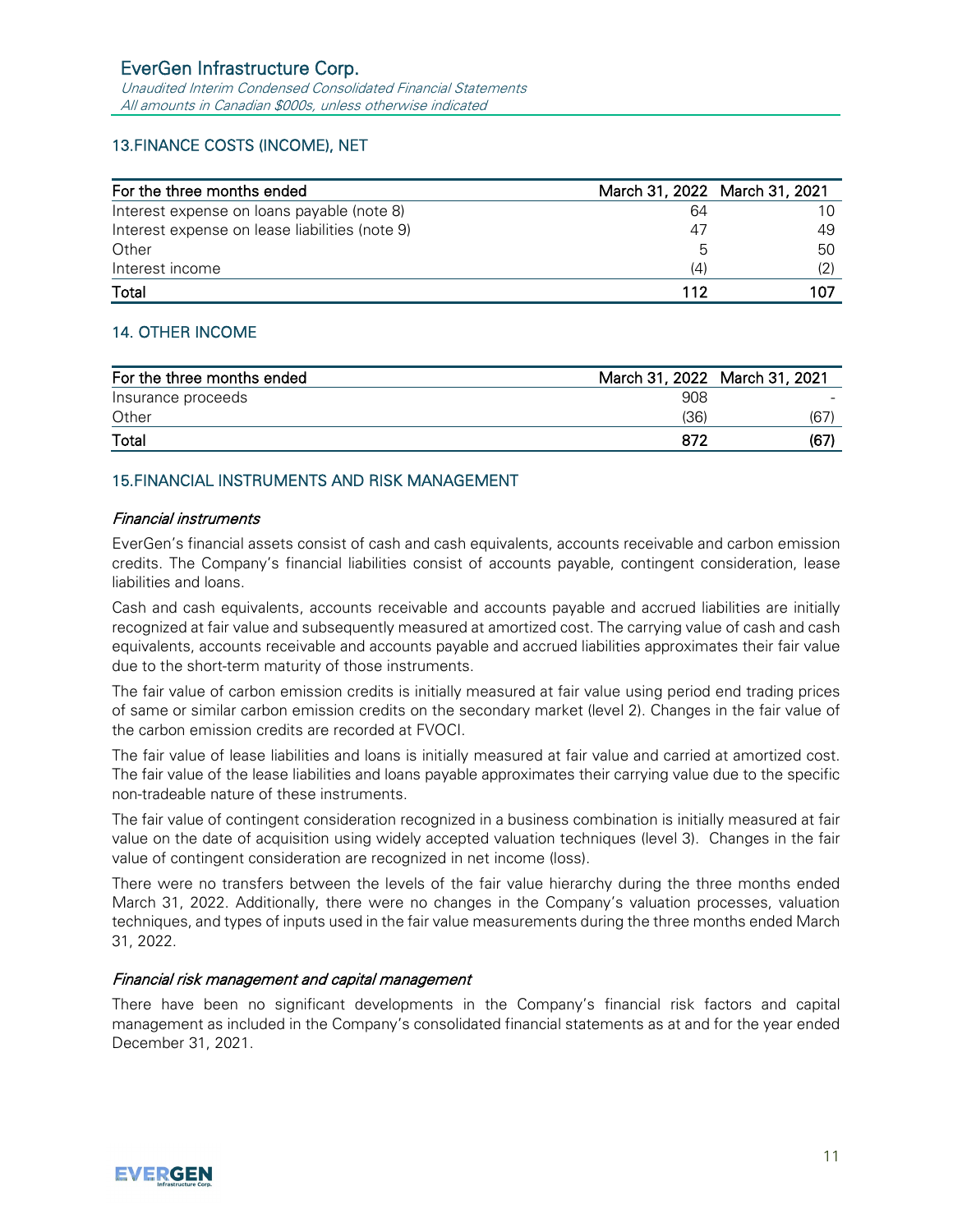## 13.FINANCE COSTS (INCOME), NET

| For the three months ended | March 31, 2022 | March 31, 2021 |
|---|---|---|
| Interest expense on loans payable (note 8) | 64 | 10 |
| Interest expense on lease liabilities (note 9) | 47 | 49 |
| Other | 5 | 50 |
| Interest income | (4) | (2) |
| **Total** | **112** | **107** |

## 14. OTHER INCOME

| For the three months ended | March 31, 2022 | March 31, 2021 |
|---|---|---|
| Insurance proceeds | 908 | - |
| Other | (36) | (67) |
| **Total** | **872** | **(67)** |

## 15.FINANCIAL INSTRUMENTS AND RISK MANAGEMENT

### *Financial instruments*

EverGen's financial assets consist of cash and cash equivalents, accounts receivable and carbon emission credits. The Company's financial liabilities consist of accounts payable, contingent consideration, lease liabilities and loans.

Cash and cash equivalents, accounts receivable and accounts payable and accrued liabilities are initially recognized at fair value and subsequently measured at amortized cost. The carrying value of cash and cash equivalents, accounts receivable and accounts payable and accrued liabilities approximates their fair value due to the short-term maturity of those instruments.

The fair value of carbon emission credits is initially measured at fair value using period end trading prices of same or similar carbon emission credits on the secondary market (level 2). Changes in the fair value of the carbon emission credits are recorded at FVOCI.

The fair value of lease liabilities and loans is initially measured at fair value and carried at amortized cost. The fair value of the lease liabilities and loans payable approximates their carrying value due to the specific non-tradeable nature of these instruments.

The fair value of contingent consideration recognized in a business combination is initially measured at fair value on the date of acquisition using widely accepted valuation techniques (level 3). Changes in the fair value of contingent consideration are recognized in net income (loss).

There were no transfers between the levels of the fair value hierarchy during the three months ended March 31, 2022. Additionally, there were no changes in the Company's valuation processes, valuation techniques, and types of inputs used in the fair value measurements during the three months ended March 31, 2022.

### *Financial risk management and capital management*

There have been no significant developments in the Company's financial risk factors and capital management as included in the Company's consolidated financial statements as at and for the year ended December 31, 2021.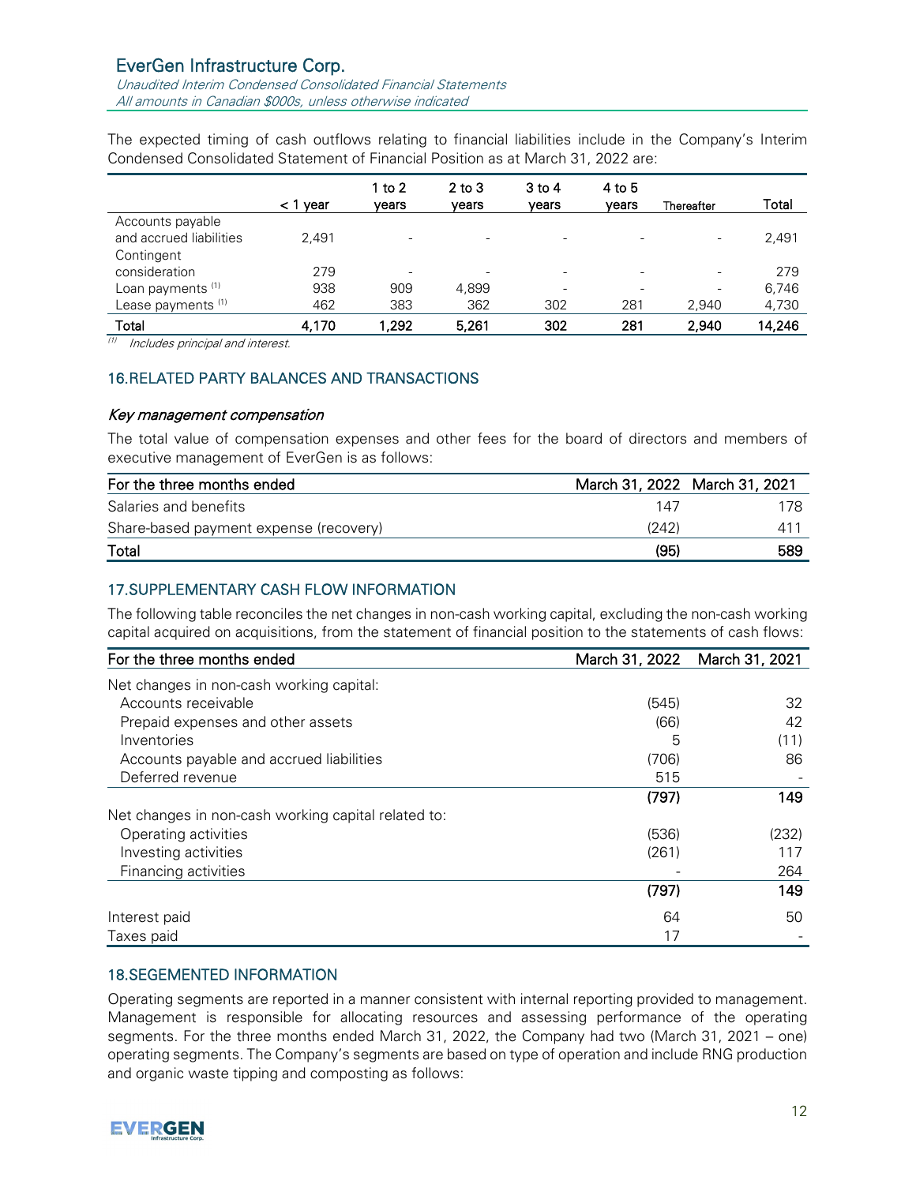The expected timing of cash outflows relating to financial liabilities include in the Company's Interim Condensed Consolidated Statement of Financial Position as at March 31, 2022 are:

| | < 1 year | 1 to 2 years | 2 to 3 years | 3 to 4 years | 4 to 5 years | Thereafter | Total |
|---|---|---|---|---|---|---|---|
| Accounts payable and accrued liabilities | 2,491 | - | - | - | - | - | 2,491 |
| Contingent consideration | 279 | - | - | - | - | - | 279 |
| Loan payments [(1)] | 938 | 909 | 4,899 | - | - | - | 6,746 |
| Lease payments [(1)] | 462 | 383 | 362 | 302 | 281 | 2,940 | 4,730 |
| **Total** | **4,170** | **1,292** | **5,261** | **302** | **281** | **2,940** | **14,246** |

[(1)] *Includes principal and interest.*

## 16. RELATED PARTY BALANCES AND TRANSACTIONS

### *Key management compensation*

The total value of compensation expenses and other fees for the board of directors and members of executive management of EverGen is as follows:

| For the three months ended | March 31, 2022 | March 31, 2021 |
|---|---|---|
| Salaries and benefits | 147 | 178 |
| Share-based payment expense (recovery) | (242) | 411 |
| **Total** | **(95)** | **589** |

## 17. SUPPLEMENTARY CASH FLOW INFORMATION

The following table reconciles the net changes in non-cash working capital, excluding the non-cash working capital acquired on acquisitions, from the statement of financial position to the statements of cash flows:

| For the three months ended | March 31, 2022 | March 31, 2021 |
|---|---|---|
| Net changes in non-cash working capital: | | |
| Accounts receivable | (545) | 32 |
| Prepaid expenses and other assets | (66) | 42 |
| Inventories | 5 | (11) |
| Accounts payable and accrued liabilities | (706) | 86 |
| Deferred revenue | 515 | - |
| | **(797)** | **149** |
| Net changes in non-cash working capital related to: | | |
| Operating activities | (536) | (232) |
| Investing activities | (261) | 117 |
| Financing activities | - | 264 |
| | **(797)** | **149** |
| Interest paid | 64 | 50 |
| Taxes paid | 17 | - |

## 18. SEGEMENTED INFORMATION

Operating segments are reported in a manner consistent with internal reporting provided to management. Management is responsible for allocating resources and assessing performance of the operating segments. For the three months ended March 31, 2022, the Company had two (March 31, 2021 – one) operating segments. The Company's segments are based on type of operation and include RNG production and organic waste tipping and composting as follows: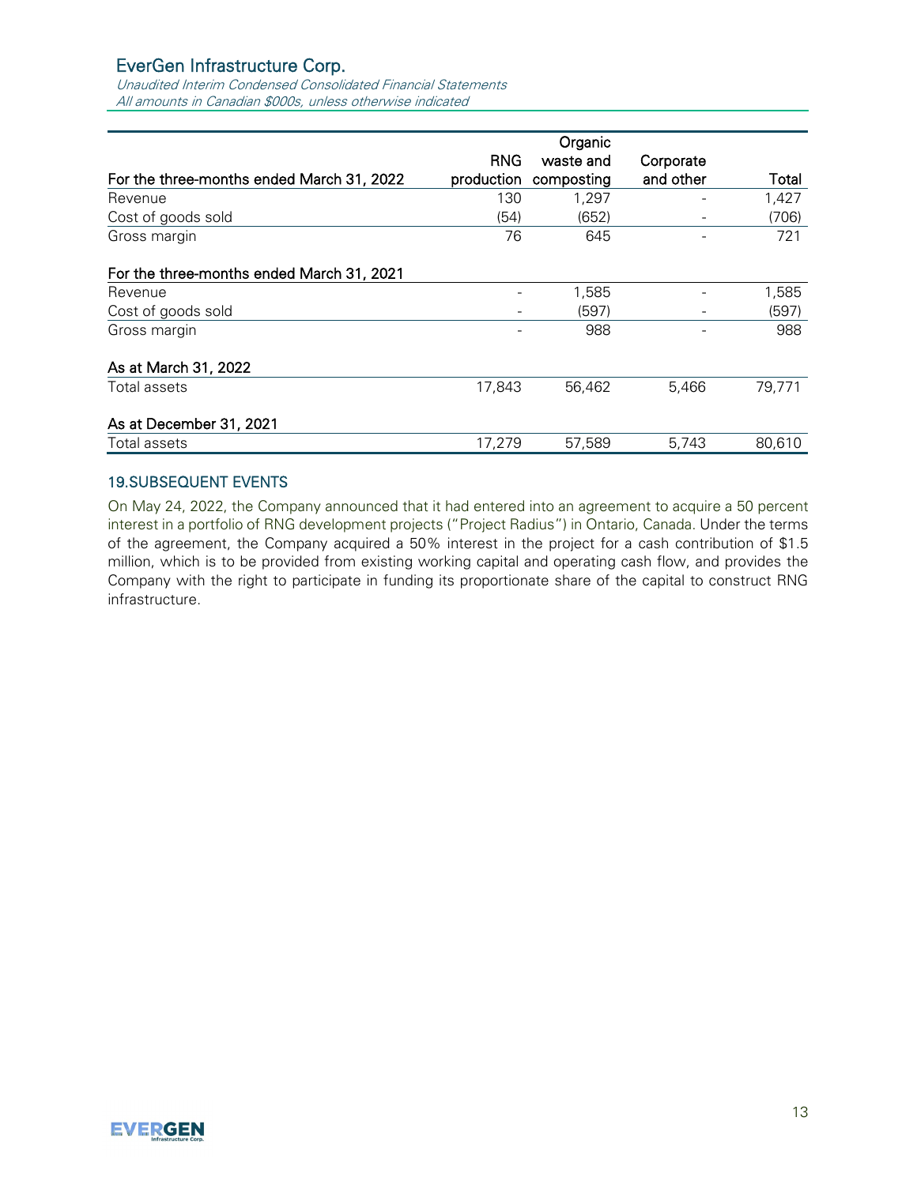| | RNG production | Organic waste and composting | Corporate and other | Total |
|---|---|---|---|---|
| **For the three-months ended March 31, 2022** | | | | |
| Revenue | 130 | 1,297 | - | 1,427 |
| Cost of goods sold | (54) | (652) | - | (706) |
| Gross margin | 76 | 645 | - | 721 |
| **For the three-months ended March 31, 2021** | | | | |
| Revenue | - | 1,585 | - | 1,585 |
| Cost of goods sold | - | (597) | - | (597) |
| Gross margin | - | 988 | - | 988 |
| **As at March 31, 2022** | | | | |
| Total assets | 17,843 | 56,462 | 5,466 | 79,771 |
| **As at December 31, 2021** | | | | |
| Total assets | 17,279 | 57,589 | 5,743 | 80,610 |

## 19.SUBSEQUENT EVENTS

On May 24, 2022, the Company announced that it had entered into an agreement to acquire a 50 percent interest in a portfolio of RNG development projects ("Project Radius") in Ontario, Canada. Under the terms of the agreement, the Company acquired a 50% interest in the project for a cash contribution of $1.5 million, which is to be provided from existing working capital and operating cash flow, and provides the Company with the right to participate in funding its proportionate share of the capital to construct RNG infrastructure.